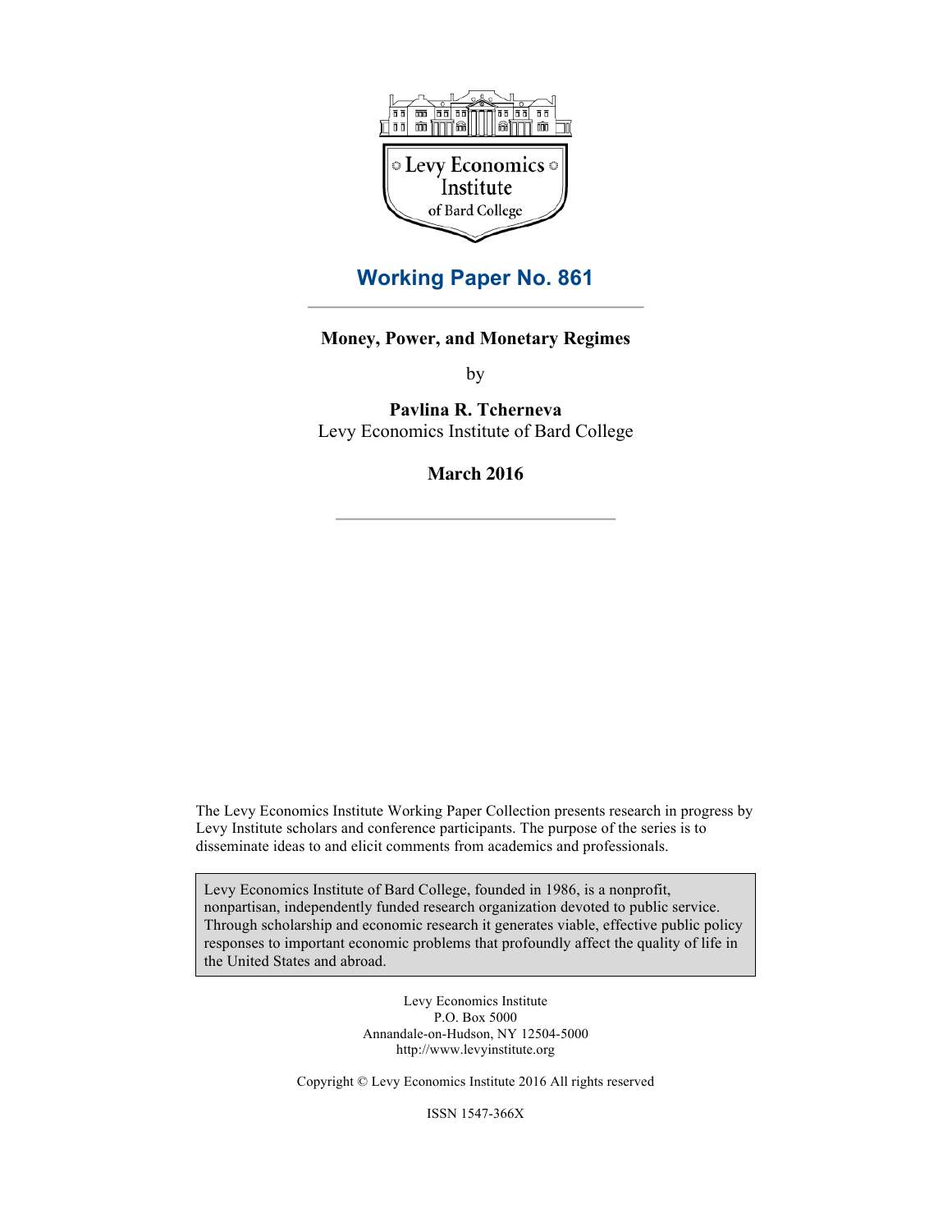Levy Economics Institute of Bard College

# Working Paper No. 861

## Money, Power, and Monetary Regimes

by

**Pavlina R. Tcherneva**
Levy Economics Institute of Bard College

**March 2016**

The Levy Economics Institute Working Paper Collection presents research in progress by Levy Institute scholars and conference participants. The purpose of the series is to disseminate ideas to and elicit comments from academics and professionals.

Levy Economics Institute of Bard College, founded in 1986, is a nonprofit, nonpartisan, independently funded research organization devoted to public service. Through scholarship and economic research it generates viable, effective public policy responses to important economic problems that profoundly affect the quality of life in the United States and abroad.

Levy Economics Institute
P.O. Box 5000
Annandale-on-Hudson, NY 12504-5000
http://www.levyinstitute.org

Copyright © Levy Economics Institute 2016 All rights reserved

ISSN 1547-366X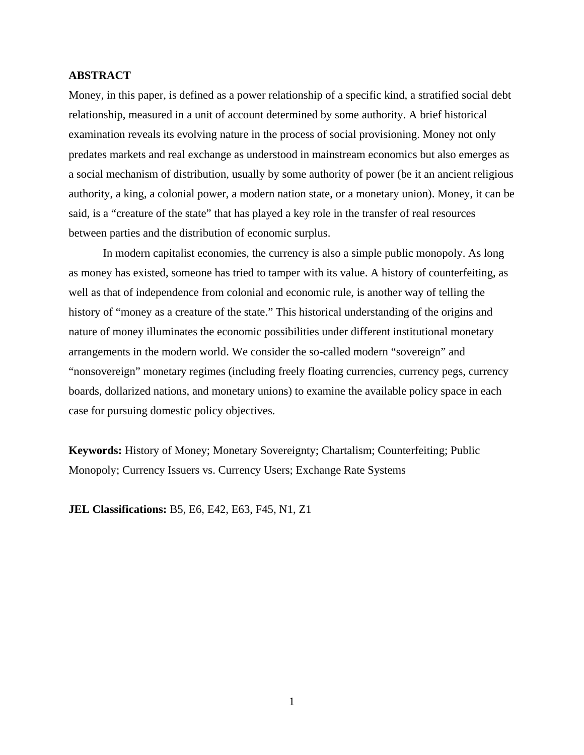## ABSTRACT

Money, in this paper, is defined as a power relationship of a specific kind, a stratified social debt relationship, measured in a unit of account determined by some authority. A brief historical examination reveals its evolving nature in the process of social provisioning. Money not only predates markets and real exchange as understood in mainstream economics but also emerges as a social mechanism of distribution, usually by some authority of power (be it an ancient religious authority, a king, a colonial power, a modern nation state, or a monetary union). Money, it can be said, is a "creature of the state" that has played a key role in the transfer of real resources between parties and the distribution of economic surplus.

In modern capitalist economies, the currency is also a simple public monopoly. As long as money has existed, someone has tried to tamper with its value. A history of counterfeiting, as well as that of independence from colonial and economic rule, is another way of telling the history of "money as a creature of the state." This historical understanding of the origins and nature of money illuminates the economic possibilities under different institutional monetary arrangements in the modern world. We consider the so-called modern "sovereign" and "nonsovereign" monetary regimes (including freely floating currencies, currency pegs, currency boards, dollarized nations, and monetary unions) to examine the available policy space in each case for pursuing domestic policy objectives.

**Keywords:** History of Money; Monetary Sovereignty; Chartalism; Counterfeiting; Public Monopoly; Currency Issuers vs. Currency Users; Exchange Rate Systems

**JEL Classifications:** B5, E6, E42, E63, F45, N1, Z1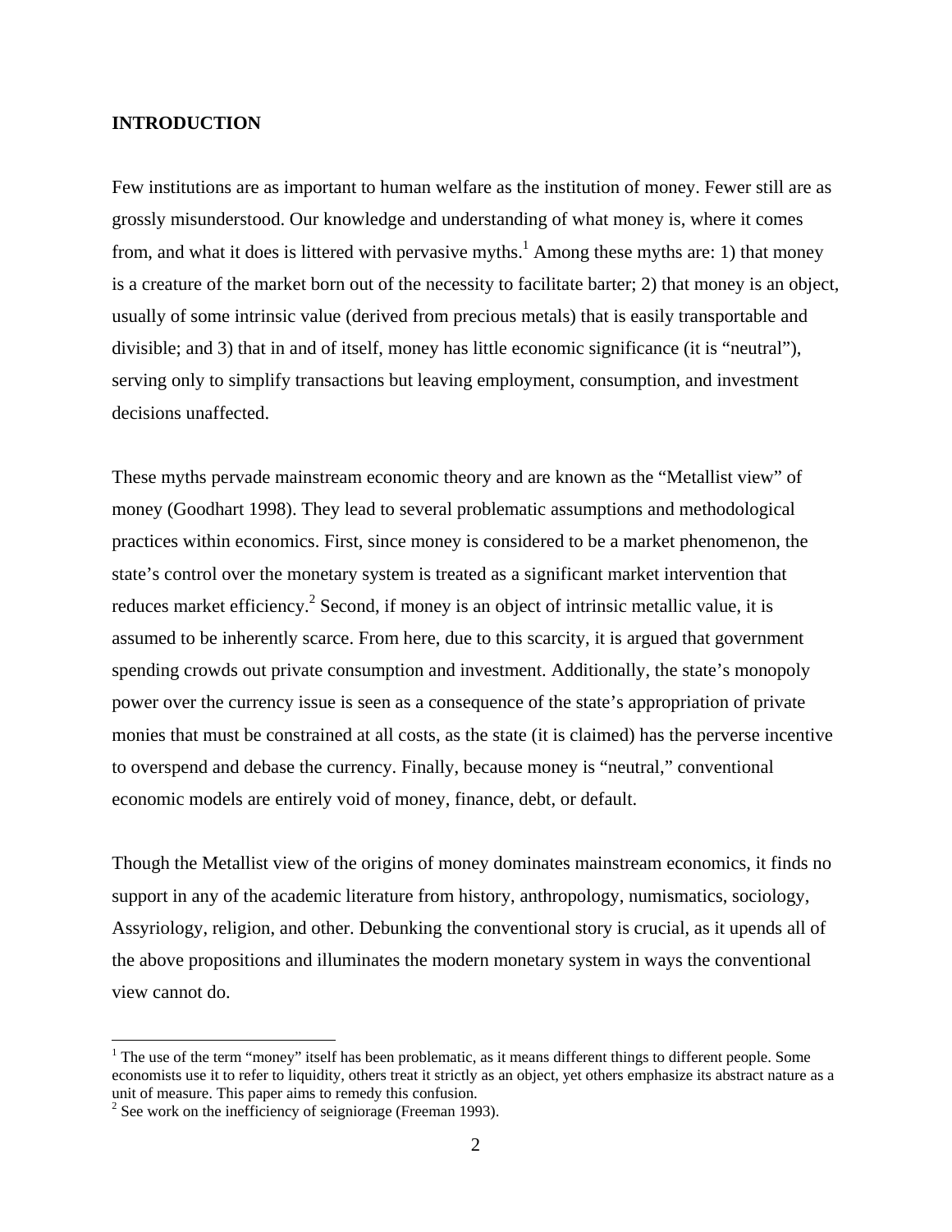## INTRODUCTION

Few institutions are as important to human welfare as the institution of money. Fewer still are as grossly misunderstood. Our knowledge and understanding of what money is, where it comes from, and what it does is littered with pervasive myths.[1] Among these myths are: 1) that money is a creature of the market born out of the necessity to facilitate barter; 2) that money is an object, usually of some intrinsic value (derived from precious metals) that is easily transportable and divisible; and 3) that in and of itself, money has little economic significance (it is "neutral"), serving only to simplify transactions but leaving employment, consumption, and investment decisions unaffected.

These myths pervade mainstream economic theory and are known as the "Metallist view" of money (Goodhart 1998). They lead to several problematic assumptions and methodological practices within economics. First, since money is considered to be a market phenomenon, the state's control over the monetary system is treated as a significant market intervention that reduces market efficiency.[2] Second, if money is an object of intrinsic metallic value, it is assumed to be inherently scarce. From here, due to this scarcity, it is argued that government spending crowds out private consumption and investment. Additionally, the state's monopoly power over the currency issue is seen as a consequence of the state's appropriation of private monies that must be constrained at all costs, as the state (it is claimed) has the perverse incentive to overspend and debase the currency. Finally, because money is "neutral," conventional economic models are entirely void of money, finance, debt, or default.

Though the Metallist view of the origins of money dominates mainstream economics, it finds no support in any of the academic literature from history, anthropology, numismatics, sociology, Assyriology, religion, and other. Debunking the conventional story is crucial, as it upends all of the above propositions and illuminates the modern monetary system in ways the conventional view cannot do.

[1] The use of the term "money" itself has been problematic, as it means different things to different people. Some economists use it to refer to liquidity, others treat it strictly as an object, yet others emphasize its abstract nature as a unit of measure. This paper aims to remedy this confusion.

[2] See work on the inefficiency of seigniorage (Freeman 1993).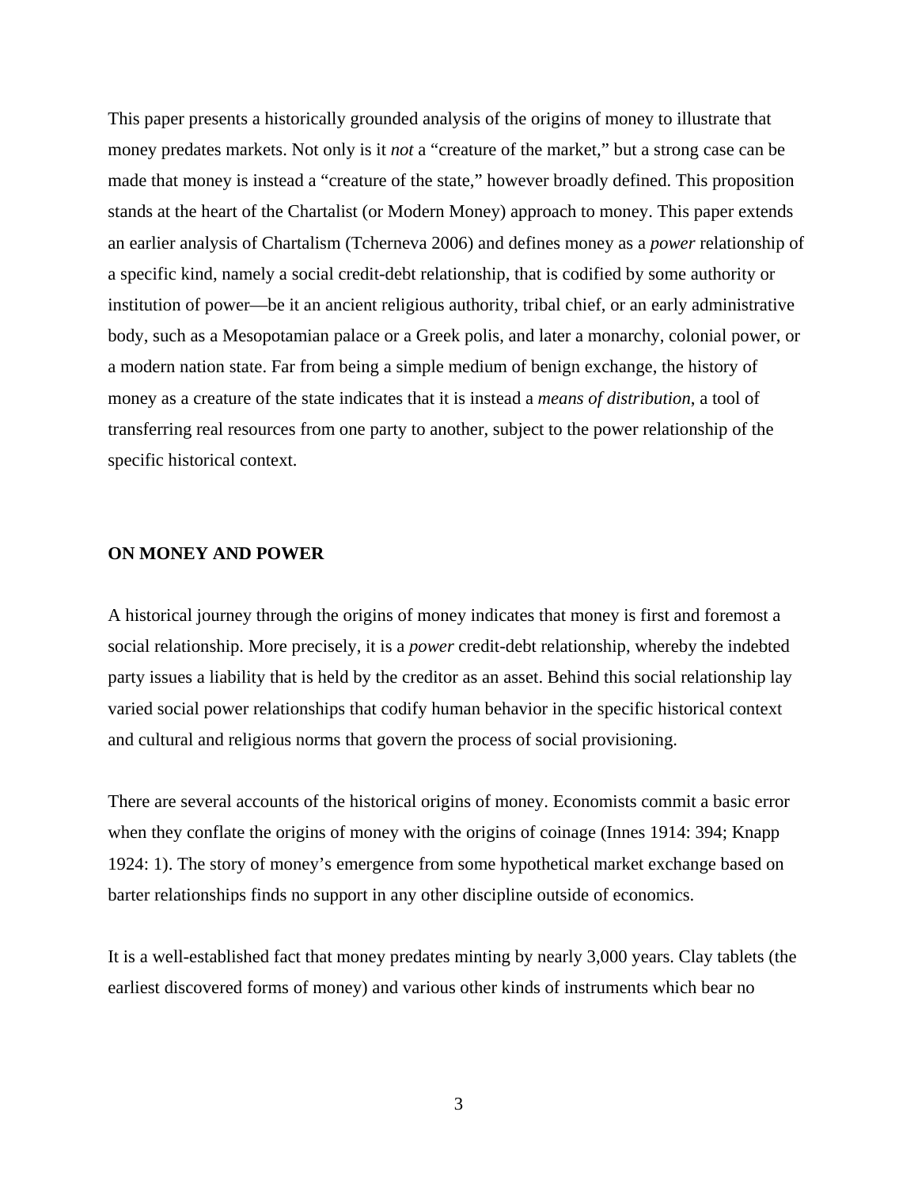This paper presents a historically grounded analysis of the origins of money to illustrate that money predates markets. Not only is it *not* a "creature of the market," but a strong case can be made that money is instead a "creature of the state," however broadly defined. This proposition stands at the heart of the Chartalist (or Modern Money) approach to money. This paper extends an earlier analysis of Chartalism (Tcherneva 2006) and defines money as a *power* relationship of a specific kind, namely a social credit-debt relationship, that is codified by some authority or institution of power—be it an ancient religious authority, tribal chief, or an early administrative body, such as a Mesopotamian palace or a Greek polis, and later a monarchy, colonial power, or a modern nation state. Far from being a simple medium of benign exchange, the history of money as a creature of the state indicates that it is instead a *means of distribution*, a tool of transferring real resources from one party to another, subject to the power relationship of the specific historical context.

## ON MONEY AND POWER

A historical journey through the origins of money indicates that money is first and foremost a social relationship. More precisely, it is a *power* credit-debt relationship, whereby the indebted party issues a liability that is held by the creditor as an asset. Behind this social relationship lay varied social power relationships that codify human behavior in the specific historical context and cultural and religious norms that govern the process of social provisioning.

There are several accounts of the historical origins of money. Economists commit a basic error when they conflate the origins of money with the origins of coinage (Innes 1914: 394; Knapp 1924: 1). The story of money's emergence from some hypothetical market exchange based on barter relationships finds no support in any other discipline outside of economics.

It is a well-established fact that money predates minting by nearly 3,000 years. Clay tablets (the earliest discovered forms of money) and various other kinds of instruments which bear no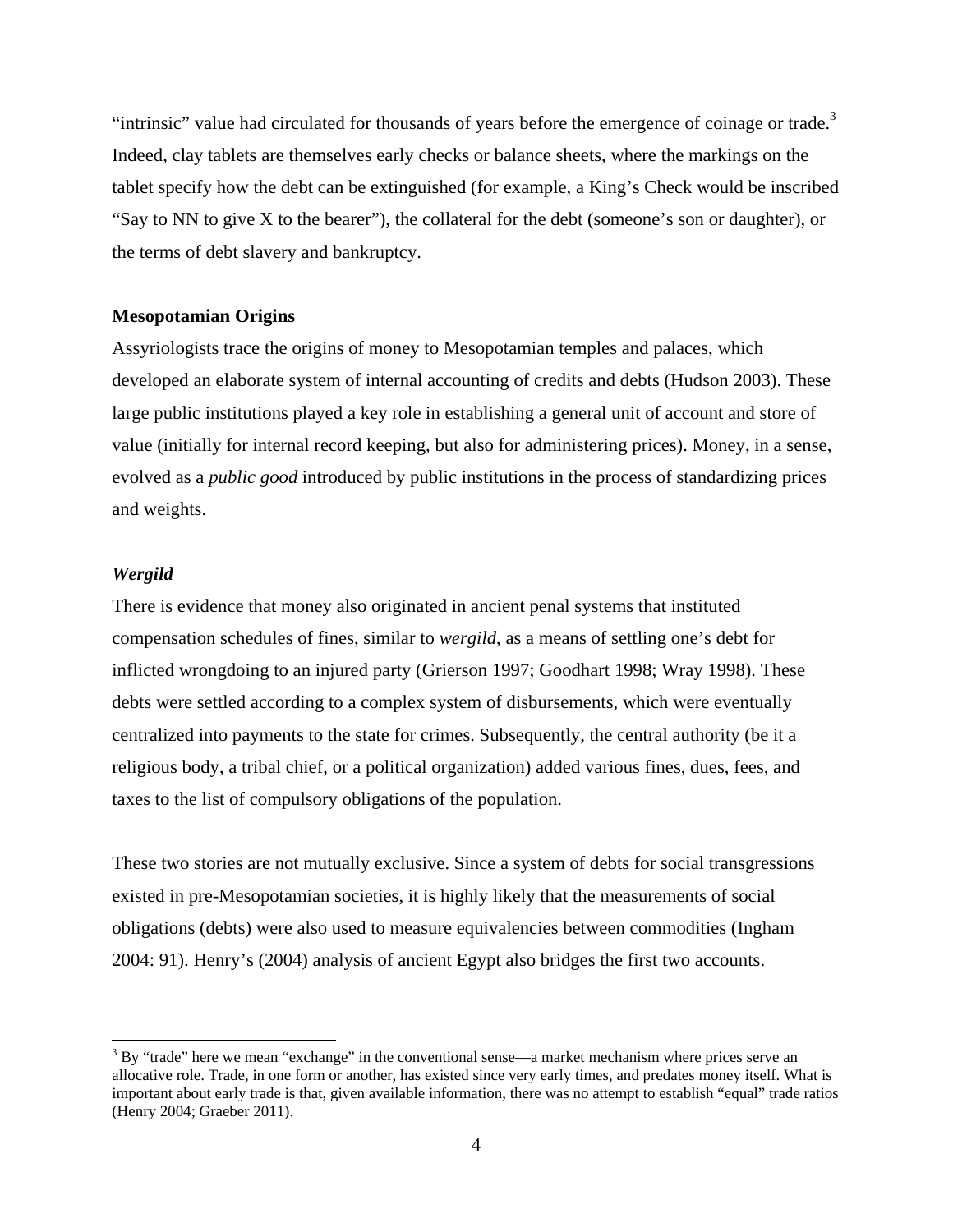"intrinsic" value had circulated for thousands of years before the emergence of coinage or trade.[3] Indeed, clay tablets are themselves early checks or balance sheets, where the markings on the tablet specify how the debt can be extinguished (for example, a King's Check would be inscribed "Say to NN to give X to the bearer"), the collateral for the debt (someone's son or daughter), or the terms of debt slavery and bankruptcy.

**Mesopotamian Origins**

Assyriologists trace the origins of money to Mesopotamian temples and palaces, which developed an elaborate system of internal accounting of credits and debts (Hudson 2003). These large public institutions played a key role in establishing a general unit of account and store of value (initially for internal record keeping, but also for administering prices). Money, in a sense, evolved as a *public good* introduced by public institutions in the process of standardizing prices and weights.

***Wergild***

There is evidence that money also originated in ancient penal systems that instituted compensation schedules of fines, similar to *wergild*, as a means of settling one's debt for inflicted wrongdoing to an injured party (Grierson 1997; Goodhart 1998; Wray 1998). These debts were settled according to a complex system of disbursements, which were eventually centralized into payments to the state for crimes. Subsequently, the central authority (be it a religious body, a tribal chief, or a political organization) added various fines, dues, fees, and taxes to the list of compulsory obligations of the population.

These two stories are not mutually exclusive. Since a system of debts for social transgressions existed in pre-Mesopotamian societies, it is highly likely that the measurements of social obligations (debts) were also used to measure equivalencies between commodities (Ingham 2004: 91). Henry's (2004) analysis of ancient Egypt also bridges the first two accounts.

[3] By "trade" here we mean "exchange" in the conventional sense—a market mechanism where prices serve an allocative role. Trade, in one form or another, has existed since very early times, and predates money itself. What is important about early trade is that, given available information, there was no attempt to establish "equal" trade ratios (Henry 2004; Graeber 2011).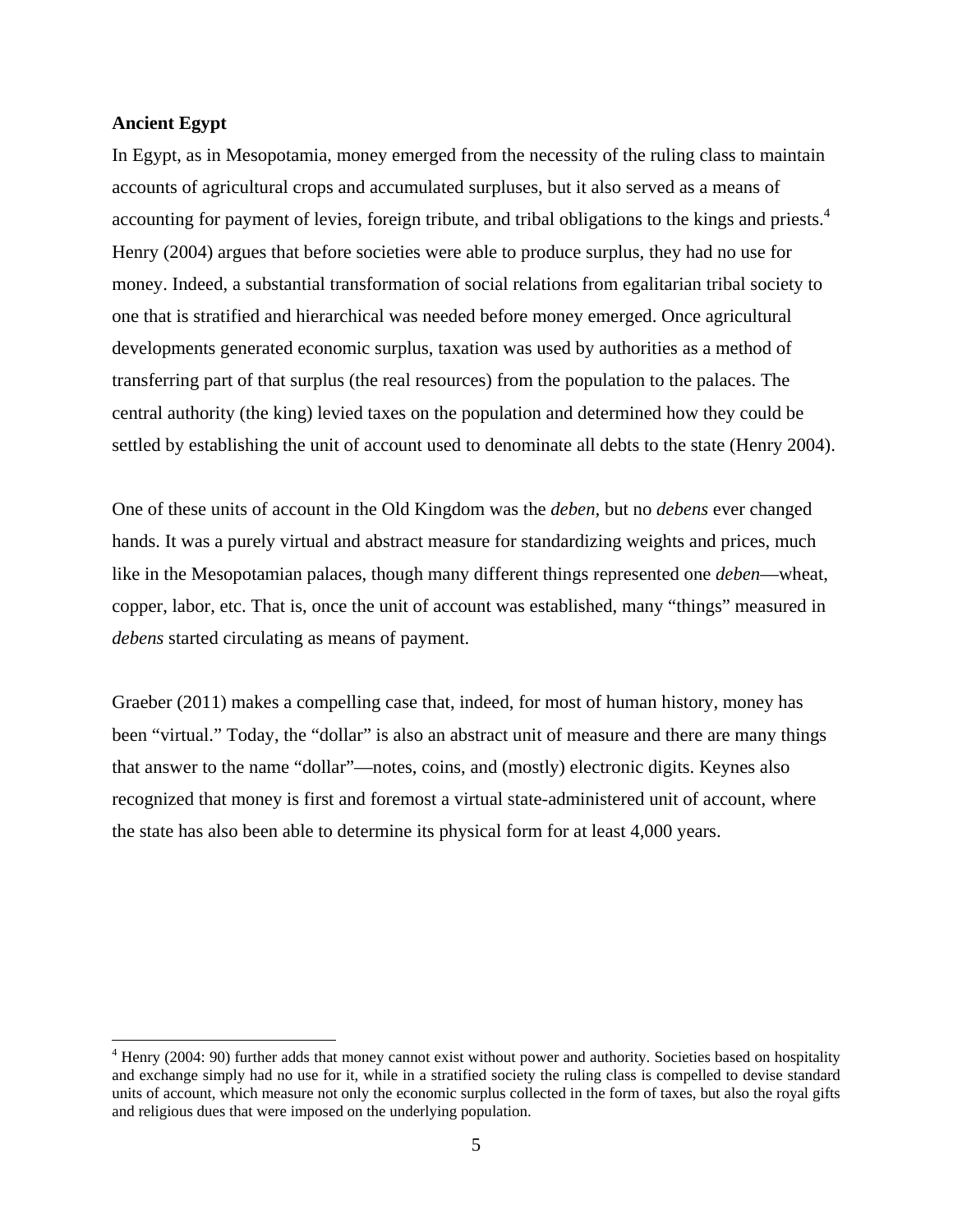**Ancient Egypt**

In Egypt, as in Mesopotamia, money emerged from the necessity of the ruling class to maintain accounts of agricultural crops and accumulated surpluses, but it also served as a means of accounting for payment of levies, foreign tribute, and tribal obligations to the kings and priests.[4] Henry (2004) argues that before societies were able to produce surplus, they had no use for money. Indeed, a substantial transformation of social relations from egalitarian tribal society to one that is stratified and hierarchical was needed before money emerged. Once agricultural developments generated economic surplus, taxation was used by authorities as a method of transferring part of that surplus (the real resources) from the population to the palaces. The central authority (the king) levied taxes on the population and determined how they could be settled by establishing the unit of account used to denominate all debts to the state (Henry 2004).

One of these units of account in the Old Kingdom was the *deben*, but no *debens* ever changed hands. It was a purely virtual and abstract measure for standardizing weights and prices, much like in the Mesopotamian palaces, though many different things represented one *deben*—wheat, copper, labor, etc. That is, once the unit of account was established, many "things" measured in *debens* started circulating as means of payment.

Graeber (2011) makes a compelling case that, indeed, for most of human history, money has been "virtual." Today, the "dollar" is also an abstract unit of measure and there are many things that answer to the name "dollar"—notes, coins, and (mostly) electronic digits. Keynes also recognized that money is first and foremost a virtual state-administered unit of account, where the state has also been able to determine its physical form for at least 4,000 years.

[4] Henry (2004: 90) further adds that money cannot exist without power and authority. Societies based on hospitality and exchange simply had no use for it, while in a stratified society the ruling class is compelled to devise standard units of account, which measure not only the economic surplus collected in the form of taxes, but also the royal gifts and religious dues that were imposed on the underlying population.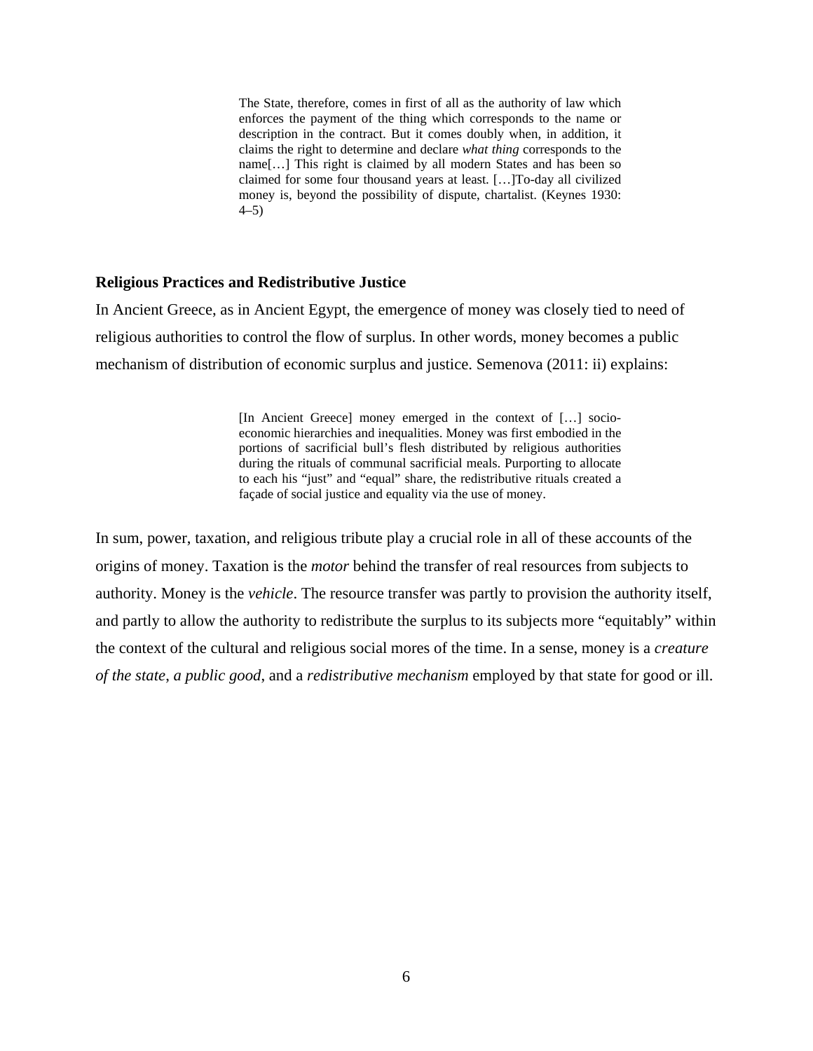> The State, therefore, comes in first of all as the authority of law which enforces the payment of the thing which corresponds to the name or description in the contract. But it comes doubly when, in addition, it claims the right to determine and declare *what thing* corresponds to the name[…] This right is claimed by all modern States and has been so claimed for some four thousand years at least. […]To-day all civilized money is, beyond the possibility of dispute, chartalist. (Keynes 1930: 4–5)

**Religious Practices and Redistributive Justice**

In Ancient Greece, as in Ancient Egypt, the emergence of money was closely tied to need of religious authorities to control the flow of surplus. In other words, money becomes a public mechanism of distribution of economic surplus and justice. Semenova (2011: ii) explains:

> [In Ancient Greece] money emerged in the context of […] socio-economic hierarchies and inequalities. Money was first embodied in the portions of sacrificial bull's flesh distributed by religious authorities during the rituals of communal sacrificial meals. Purporting to allocate to each his "just" and "equal" share, the redistributive rituals created a façade of social justice and equality via the use of money.

In sum, power, taxation, and religious tribute play a crucial role in all of these accounts of the origins of money. Taxation is the *motor* behind the transfer of real resources from subjects to authority. Money is the *vehicle*. The resource transfer was partly to provision the authority itself, and partly to allow the authority to redistribute the surplus to its subjects more "equitably" within the context of the cultural and religious social mores of the time. In a sense, money is a *creature of the state*, *a public good*, and a *redistributive mechanism* employed by that state for good or ill.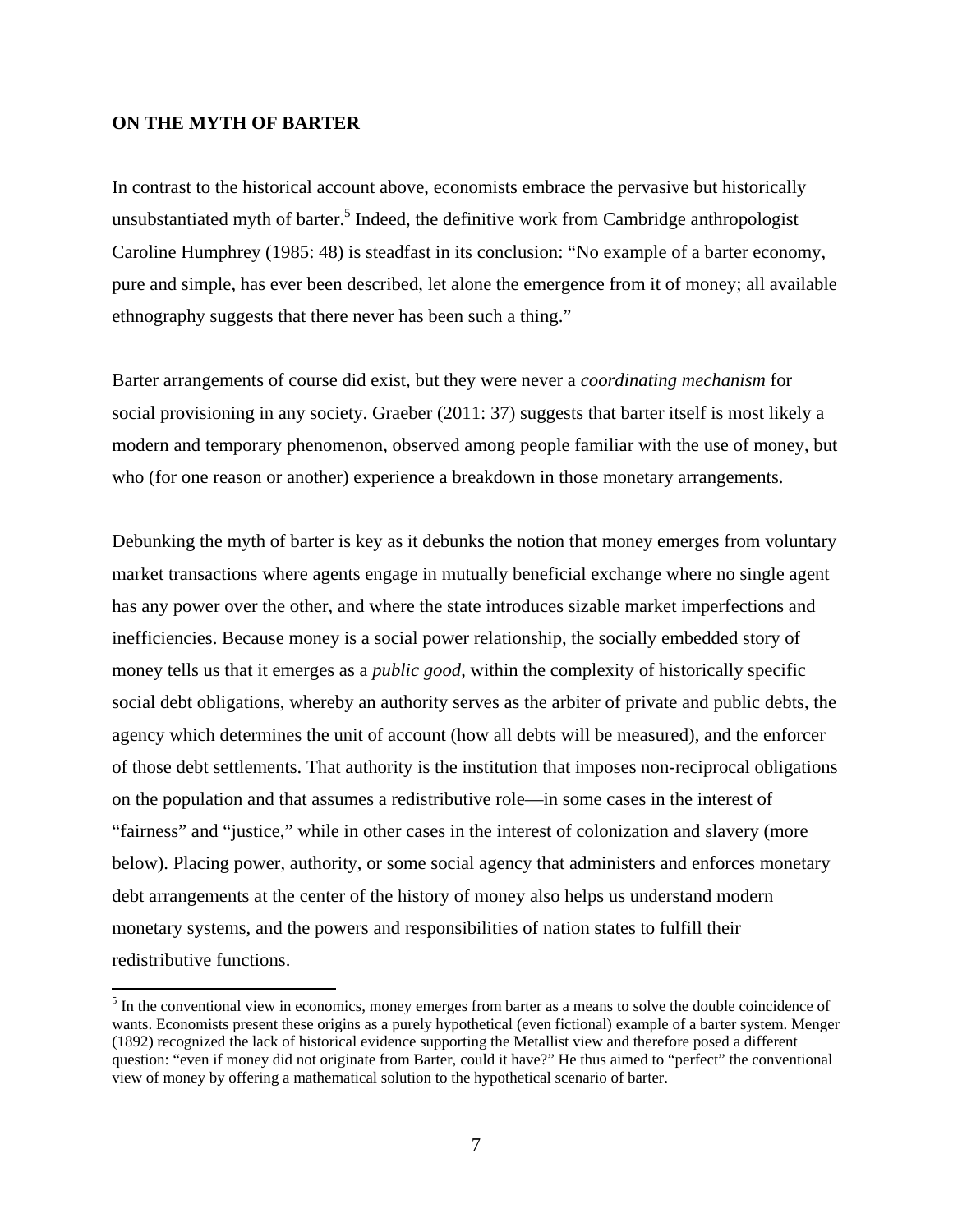**ON THE MYTH OF BARTER**

In contrast to the historical account above, economists embrace the pervasive but historically unsubstantiated myth of barter.[5] Indeed, the definitive work from Cambridge anthropologist Caroline Humphrey (1985: 48) is steadfast in its conclusion: "No example of a barter economy, pure and simple, has ever been described, let alone the emergence from it of money; all available ethnography suggests that there never has been such a thing."

Barter arrangements of course did exist, but they were never a *coordinating mechanism* for social provisioning in any society. Graeber (2011: 37) suggests that barter itself is most likely a modern and temporary phenomenon, observed among people familiar with the use of money, but who (for one reason or another) experience a breakdown in those monetary arrangements.

Debunking the myth of barter is key as it debunks the notion that money emerges from voluntary market transactions where agents engage in mutually beneficial exchange where no single agent has any power over the other, and where the state introduces sizable market imperfections and inefficiencies. Because money is a social power relationship, the socially embedded story of money tells us that it emerges as a *public good*, within the complexity of historically specific social debt obligations, whereby an authority serves as the arbiter of private and public debts, the agency which determines the unit of account (how all debts will be measured), and the enforcer of those debt settlements. That authority is the institution that imposes non-reciprocal obligations on the population and that assumes a redistributive role—in some cases in the interest of "fairness" and "justice," while in other cases in the interest of colonization and slavery (more below). Placing power, authority, or some social agency that administers and enforces monetary debt arrangements at the center of the history of money also helps us understand modern monetary systems, and the powers and responsibilities of nation states to fulfill their redistributive functions.

[5] In the conventional view in economics, money emerges from barter as a means to solve the double coincidence of wants. Economists present these origins as a purely hypothetical (even fictional) example of a barter system. Menger (1892) recognized the lack of historical evidence supporting the Metallist view and therefore posed a different question: "even if money did not originate from Barter, could it have?" He thus aimed to "perfect" the conventional view of money by offering a mathematical solution to the hypothetical scenario of barter.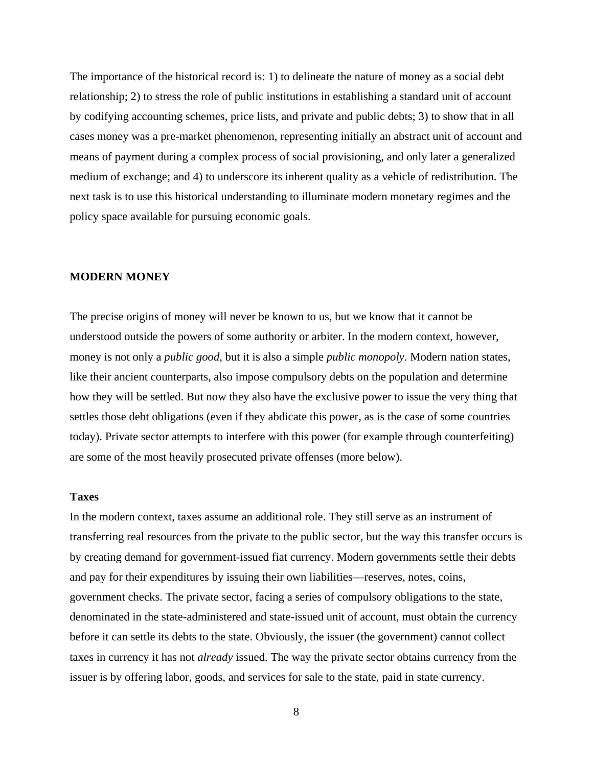The importance of the historical record is: 1) to delineate the nature of money as a social debt relationship; 2) to stress the role of public institutions in establishing a standard unit of account by codifying accounting schemes, price lists, and private and public debts; 3) to show that in all cases money was a pre-market phenomenon, representing initially an abstract unit of account and means of payment during a complex process of social provisioning, and only later a generalized medium of exchange; and 4) to underscore its inherent quality as a vehicle of redistribution. The next task is to use this historical understanding to illuminate modern monetary regimes and the policy space available for pursuing economic goals.

## MODERN MONEY

The precise origins of money will never be known to us, but we know that it cannot be understood outside the powers of some authority or arbiter. In the modern context, however, money is not only a *public good*, but it is also a simple *public monopoly*. Modern nation states, like their ancient counterparts, also impose compulsory debts on the population and determine how they will be settled. But now they also have the exclusive power to issue the very thing that settles those debt obligations (even if they abdicate this power, as is the case of some countries today). Private sector attempts to interfere with this power (for example through counterfeiting) are some of the most heavily prosecuted private offenses (more below).

### Taxes

In the modern context, taxes assume an additional role. They still serve as an instrument of transferring real resources from the private to the public sector, but the way this transfer occurs is by creating demand for government-issued fiat currency. Modern governments settle their debts and pay for their expenditures by issuing their own liabilities—reserves, notes, coins, government checks. The private sector, facing a series of compulsory obligations to the state, denominated in the state-administered and state-issued unit of account, must obtain the currency before it can settle its debts to the state. Obviously, the issuer (the government) cannot collect taxes in currency it has not *already* issued. The way the private sector obtains currency from the issuer is by offering labor, goods, and services for sale to the state, paid in state currency.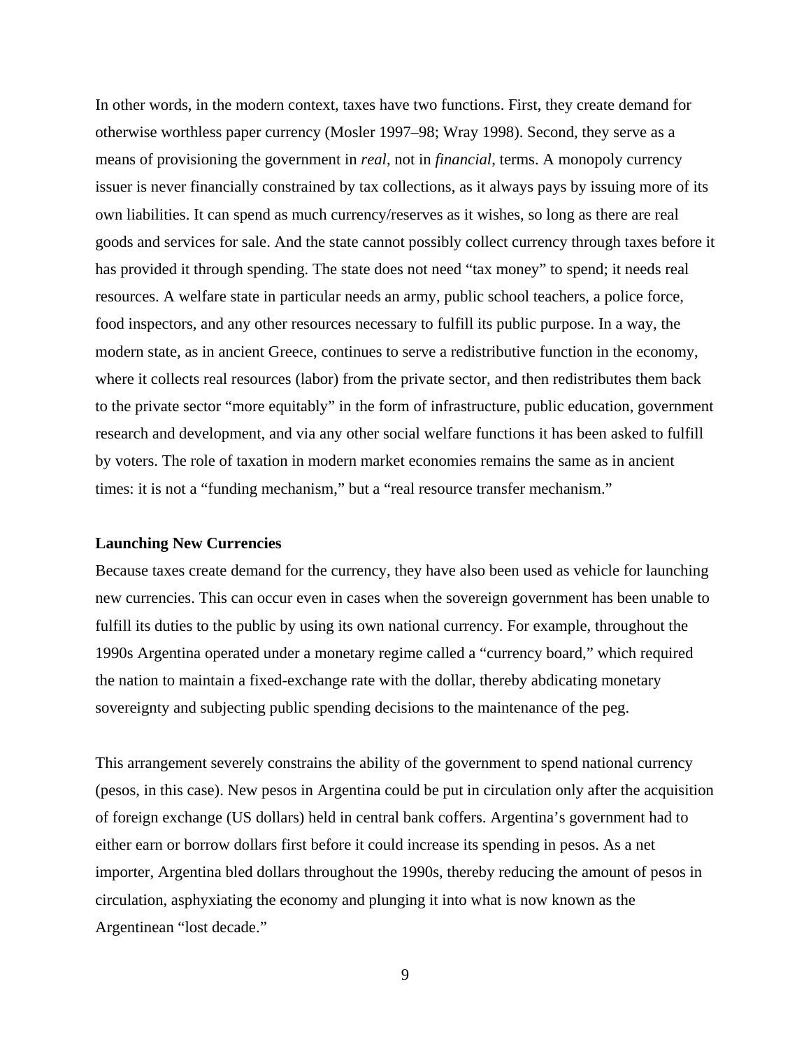In other words, in the modern context, taxes have two functions. First, they create demand for otherwise worthless paper currency (Mosler 1997–98; Wray 1998). Second, they serve as a means of provisioning the government in *real*, not in *financial*, terms. A monopoly currency issuer is never financially constrained by tax collections, as it always pays by issuing more of its own liabilities. It can spend as much currency/reserves as it wishes, so long as there are real goods and services for sale. And the state cannot possibly collect currency through taxes before it has provided it through spending. The state does not need "tax money" to spend; it needs real resources. A welfare state in particular needs an army, public school teachers, a police force, food inspectors, and any other resources necessary to fulfill its public purpose. In a way, the modern state, as in ancient Greece, continues to serve a redistributive function in the economy, where it collects real resources (labor) from the private sector, and then redistributes them back to the private sector "more equitably" in the form of infrastructure, public education, government research and development, and via any other social welfare functions it has been asked to fulfill by voters. The role of taxation in modern market economies remains the same as in ancient times: it is not a "funding mechanism," but a "real resource transfer mechanism."

**Launching New Currencies**

Because taxes create demand for the currency, they have also been used as vehicle for launching new currencies. This can occur even in cases when the sovereign government has been unable to fulfill its duties to the public by using its own national currency. For example, throughout the 1990s Argentina operated under a monetary regime called a "currency board," which required the nation to maintain a fixed-exchange rate with the dollar, thereby abdicating monetary sovereignty and subjecting public spending decisions to the maintenance of the peg.

This arrangement severely constrains the ability of the government to spend national currency (pesos, in this case). New pesos in Argentina could be put in circulation only after the acquisition of foreign exchange (US dollars) held in central bank coffers. Argentina's government had to either earn or borrow dollars first before it could increase its spending in pesos. As a net importer, Argentina bled dollars throughout the 1990s, thereby reducing the amount of pesos in circulation, asphyxiating the economy and plunging it into what is now known as the Argentinean "lost decade."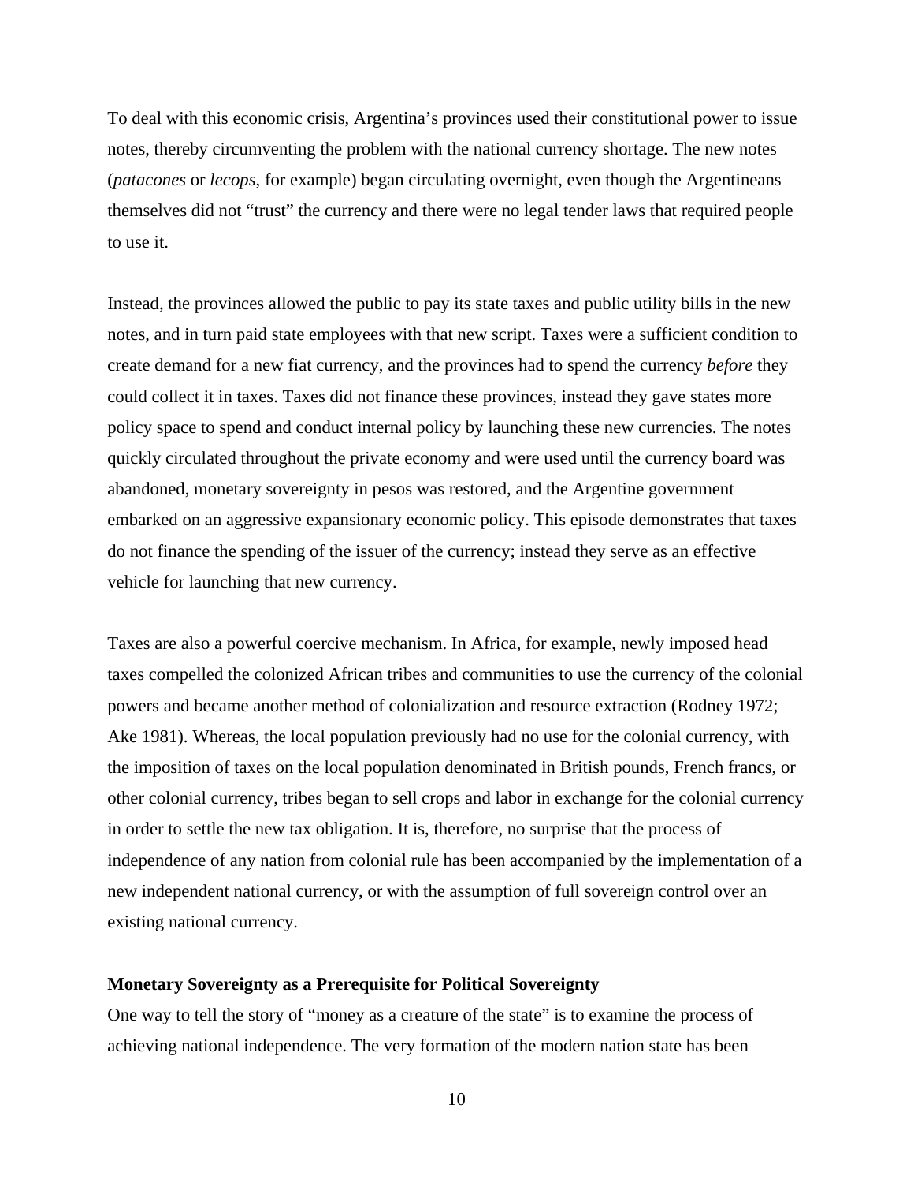To deal with this economic crisis, Argentina's provinces used their constitutional power to issue notes, thereby circumventing the problem with the national currency shortage. The new notes (*patacones* or *lecops*, for example) began circulating overnight, even though the Argentineans themselves did not "trust" the currency and there were no legal tender laws that required people to use it.

Instead, the provinces allowed the public to pay its state taxes and public utility bills in the new notes, and in turn paid state employees with that new script. Taxes were a sufficient condition to create demand for a new fiat currency, and the provinces had to spend the currency *before* they could collect it in taxes. Taxes did not finance these provinces, instead they gave states more policy space to spend and conduct internal policy by launching these new currencies. The notes quickly circulated throughout the private economy and were used until the currency board was abandoned, monetary sovereignty in pesos was restored, and the Argentine government embarked on an aggressive expansionary economic policy. This episode demonstrates that taxes do not finance the spending of the issuer of the currency; instead they serve as an effective vehicle for launching that new currency.

Taxes are also a powerful coercive mechanism. In Africa, for example, newly imposed head taxes compelled the colonized African tribes and communities to use the currency of the colonial powers and became another method of colonialization and resource extraction (Rodney 1972; Ake 1981). Whereas, the local population previously had no use for the colonial currency, with the imposition of taxes on the local population denominated in British pounds, French francs, or other colonial currency, tribes began to sell crops and labor in exchange for the colonial currency in order to settle the new tax obligation. It is, therefore, no surprise that the process of independence of any nation from colonial rule has been accompanied by the implementation of a new independent national currency, or with the assumption of full sovereign control over an existing national currency.

**Monetary Sovereignty as a Prerequisite for Political Sovereignty**

One way to tell the story of "money as a creature of the state" is to examine the process of achieving national independence. The very formation of the modern nation state has been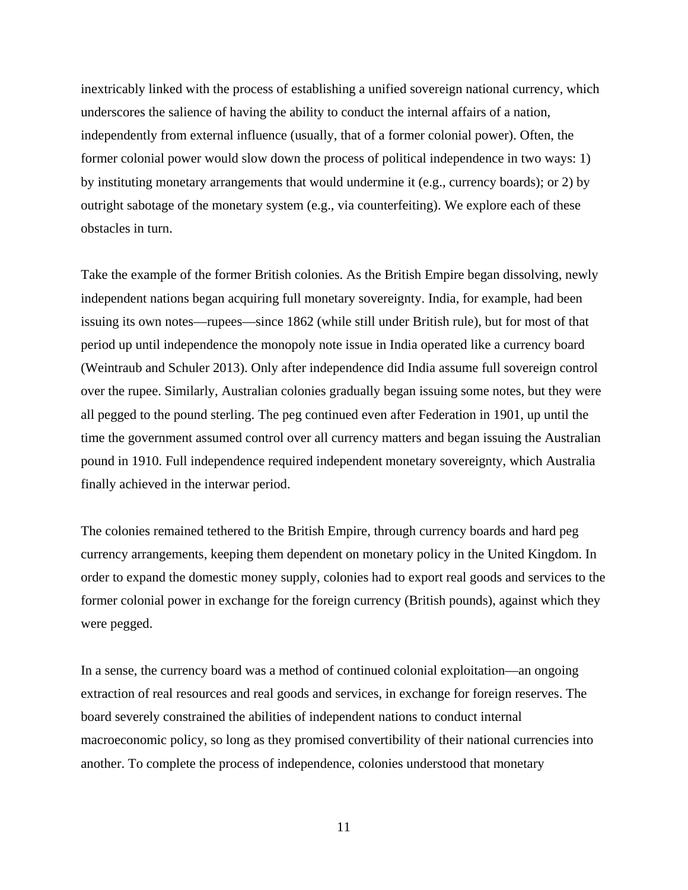inextricably linked with the process of establishing a unified sovereign national currency, which underscores the salience of having the ability to conduct the internal affairs of a nation, independently from external influence (usually, that of a former colonial power). Often, the former colonial power would slow down the process of political independence in two ways: 1) by instituting monetary arrangements that would undermine it (e.g., currency boards); or 2) by outright sabotage of the monetary system (e.g., via counterfeiting). We explore each of these obstacles in turn.

Take the example of the former British colonies. As the British Empire began dissolving, newly independent nations began acquiring full monetary sovereignty. India, for example, had been issuing its own notes—rupees—since 1862 (while still under British rule), but for most of that period up until independence the monopoly note issue in India operated like a currency board (Weintraub and Schuler 2013). Only after independence did India assume full sovereign control over the rupee. Similarly, Australian colonies gradually began issuing some notes, but they were all pegged to the pound sterling. The peg continued even after Federation in 1901, up until the time the government assumed control over all currency matters and began issuing the Australian pound in 1910. Full independence required independent monetary sovereignty, which Australia finally achieved in the interwar period.

The colonies remained tethered to the British Empire, through currency boards and hard peg currency arrangements, keeping them dependent on monetary policy in the United Kingdom. In order to expand the domestic money supply, colonies had to export real goods and services to the former colonial power in exchange for the foreign currency (British pounds), against which they were pegged.

In a sense, the currency board was a method of continued colonial exploitation—an ongoing extraction of real resources and real goods and services, in exchange for foreign reserves. The board severely constrained the abilities of independent nations to conduct internal macroeconomic policy, so long as they promised convertibility of their national currencies into another. To complete the process of independence, colonies understood that monetary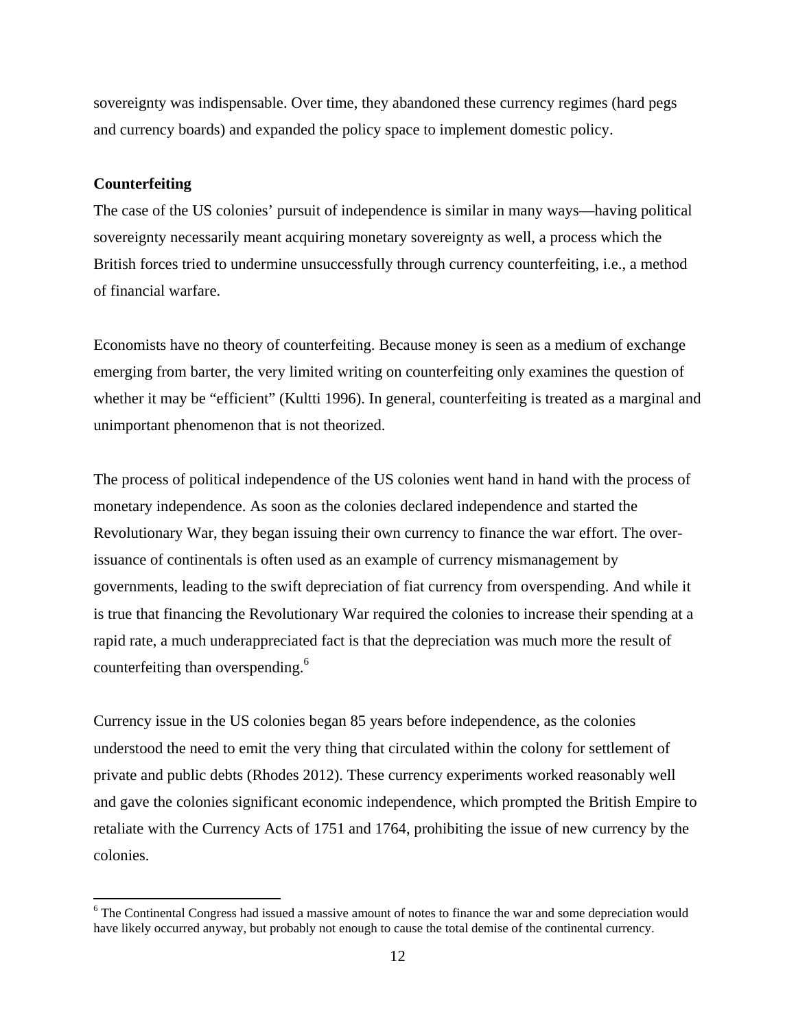sovereignty was indispensable. Over time, they abandoned these currency regimes (hard pegs and currency boards) and expanded the policy space to implement domestic policy.

**Counterfeiting**

The case of the US colonies' pursuit of independence is similar in many ways—having political sovereignty necessarily meant acquiring monetary sovereignty as well, a process which the British forces tried to undermine unsuccessfully through currency counterfeiting, i.e., a method of financial warfare.

Economists have no theory of counterfeiting. Because money is seen as a medium of exchange emerging from barter, the very limited writing on counterfeiting only examines the question of whether it may be "efficient" (Kultti 1996). In general, counterfeiting is treated as a marginal and unimportant phenomenon that is not theorized.

The process of political independence of the US colonies went hand in hand with the process of monetary independence. As soon as the colonies declared independence and started the Revolutionary War, they began issuing their own currency to finance the war effort. The over-issuance of continentals is often used as an example of currency mismanagement by governments, leading to the swift depreciation of fiat currency from overspending. And while it is true that financing the Revolutionary War required the colonies to increase their spending at a rapid rate, a much underappreciated fact is that the depreciation was much more the result of counterfeiting than overspending.[6]

Currency issue in the US colonies began 85 years before independence, as the colonies understood the need to emit the very thing that circulated within the colony for settlement of private and public debts (Rhodes 2012). These currency experiments worked reasonably well and gave the colonies significant economic independence, which prompted the British Empire to retaliate with the Currency Acts of 1751 and 1764, prohibiting the issue of new currency by the colonies.

[6] The Continental Congress had issued a massive amount of notes to finance the war and some depreciation would have likely occurred anyway, but probably not enough to cause the total demise of the continental currency.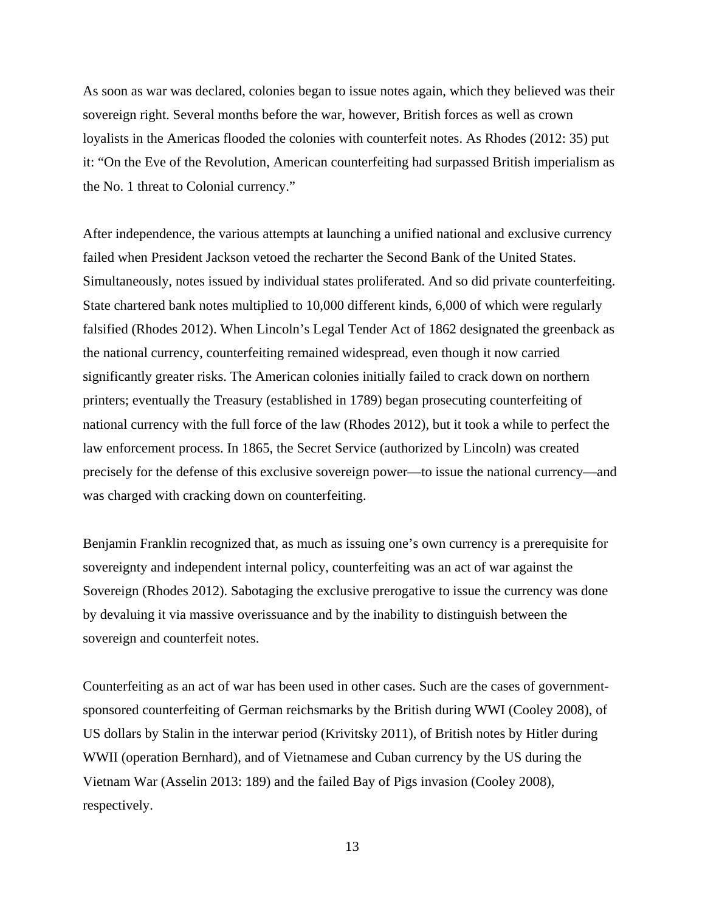As soon as war was declared, colonies began to issue notes again, which they believed was their sovereign right. Several months before the war, however, British forces as well as crown loyalists in the Americas flooded the colonies with counterfeit notes. As Rhodes (2012: 35) put it: "On the Eve of the Revolution, American counterfeiting had surpassed British imperialism as the No. 1 threat to Colonial currency."

After independence, the various attempts at launching a unified national and exclusive currency failed when President Jackson vetoed the recharter the Second Bank of the United States. Simultaneously, notes issued by individual states proliferated. And so did private counterfeiting. State chartered bank notes multiplied to 10,000 different kinds, 6,000 of which were regularly falsified (Rhodes 2012). When Lincoln's Legal Tender Act of 1862 designated the greenback as the national currency, counterfeiting remained widespread, even though it now carried significantly greater risks. The American colonies initially failed to crack down on northern printers; eventually the Treasury (established in 1789) began prosecuting counterfeiting of national currency with the full force of the law (Rhodes 2012), but it took a while to perfect the law enforcement process. In 1865, the Secret Service (authorized by Lincoln) was created precisely for the defense of this exclusive sovereign power—to issue the national currency—and was charged with cracking down on counterfeiting.

Benjamin Franklin recognized that, as much as issuing one's own currency is a prerequisite for sovereignty and independent internal policy, counterfeiting was an act of war against the Sovereign (Rhodes 2012). Sabotaging the exclusive prerogative to issue the currency was done by devaluing it via massive overissuance and by the inability to distinguish between the sovereign and counterfeit notes.

Counterfeiting as an act of war has been used in other cases. Such are the cases of government-sponsored counterfeiting of German reichsmarks by the British during WWI (Cooley 2008), of US dollars by Stalin in the interwar period (Krivitsky 2011), of British notes by Hitler during WWII (operation Bernhard), and of Vietnamese and Cuban currency by the US during the Vietnam War (Asselin 2013: 189) and the failed Bay of Pigs invasion (Cooley 2008), respectively.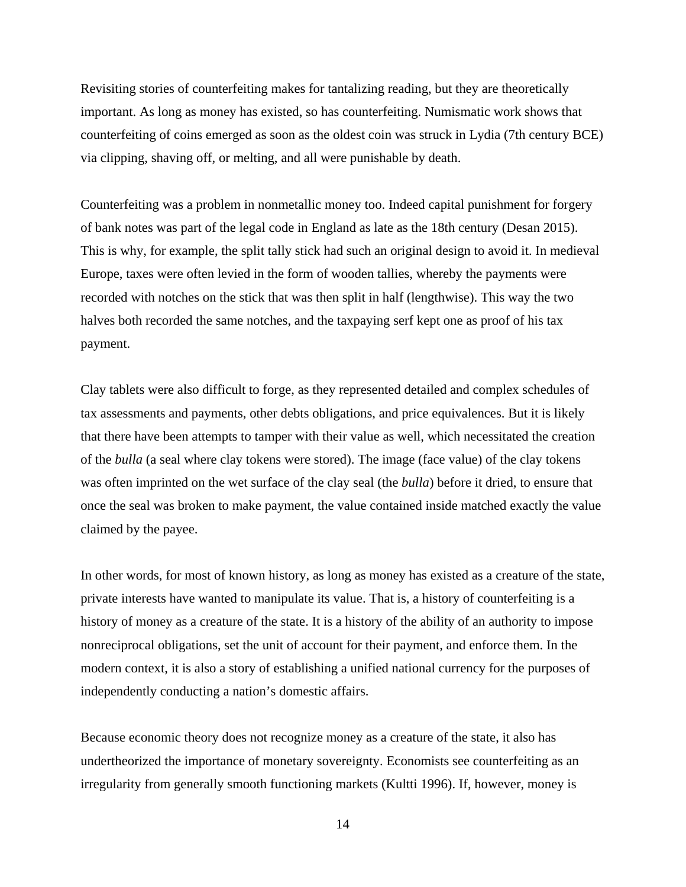Revisiting stories of counterfeiting makes for tantalizing reading, but they are theoretically important. As long as money has existed, so has counterfeiting. Numismatic work shows that counterfeiting of coins emerged as soon as the oldest coin was struck in Lydia (7th century BCE) via clipping, shaving off, or melting, and all were punishable by death.

Counterfeiting was a problem in nonmetallic money too. Indeed capital punishment for forgery of bank notes was part of the legal code in England as late as the 18th century (Desan 2015). This is why, for example, the split tally stick had such an original design to avoid it. In medieval Europe, taxes were often levied in the form of wooden tallies, whereby the payments were recorded with notches on the stick that was then split in half (lengthwise). This way the two halves both recorded the same notches, and the taxpaying serf kept one as proof of his tax payment.

Clay tablets were also difficult to forge, as they represented detailed and complex schedules of tax assessments and payments, other debts obligations, and price equivalences. But it is likely that there have been attempts to tamper with their value as well, which necessitated the creation of the *bulla* (a seal where clay tokens were stored). The image (face value) of the clay tokens was often imprinted on the wet surface of the clay seal (the *bulla*) before it dried, to ensure that once the seal was broken to make payment, the value contained inside matched exactly the value claimed by the payee.

In other words, for most of known history, as long as money has existed as a creature of the state, private interests have wanted to manipulate its value. That is, a history of counterfeiting is a history of money as a creature of the state. It is a history of the ability of an authority to impose nonreciprocal obligations, set the unit of account for their payment, and enforce them. In the modern context, it is also a story of establishing a unified national currency for the purposes of independently conducting a nation's domestic affairs.

Because economic theory does not recognize money as a creature of the state, it also has undertheorized the importance of monetary sovereignty. Economists see counterfeiting as an irregularity from generally smooth functioning markets (Kultti 1996). If, however, money is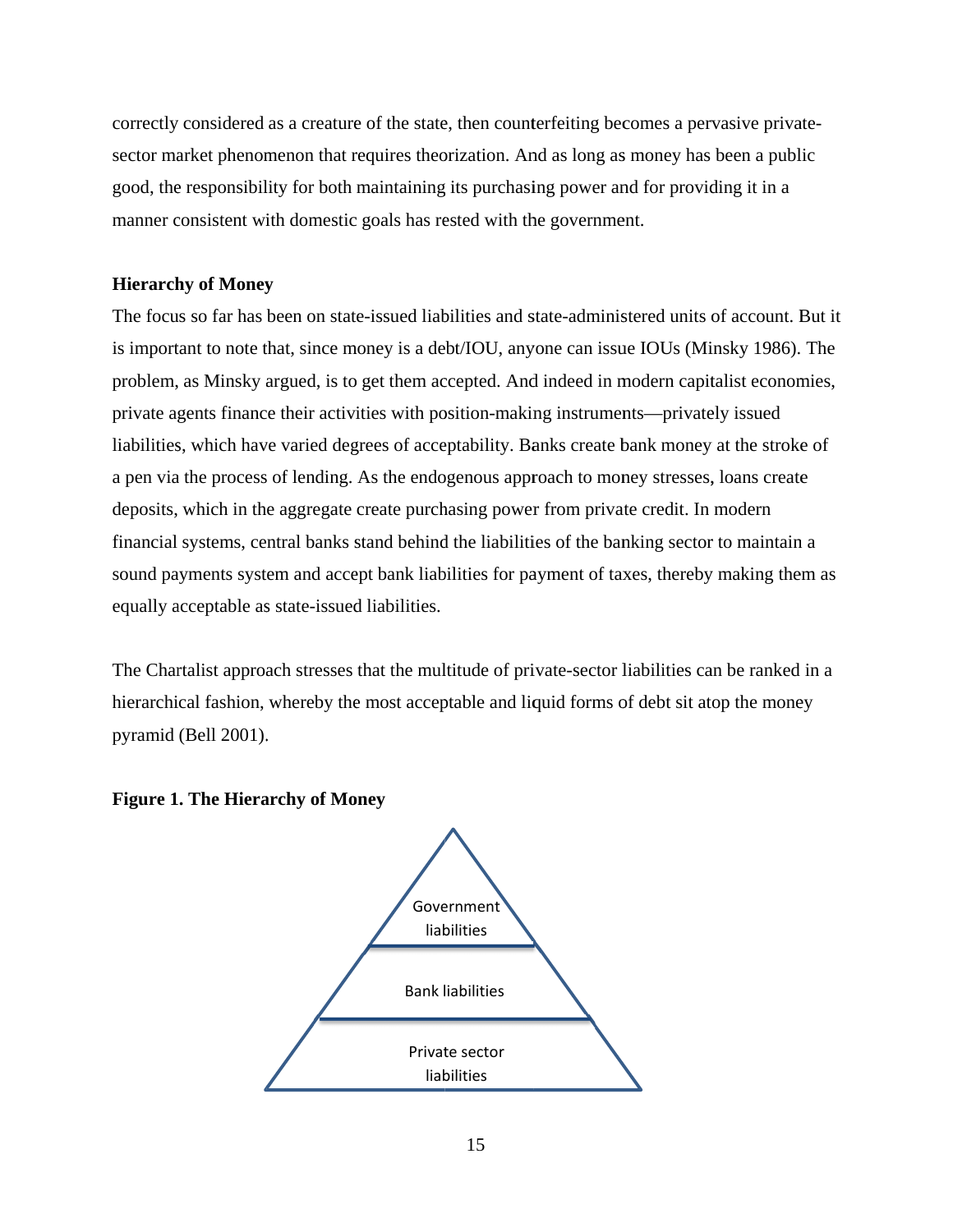correctly considered as a creature of the state, then counterfeiting becomes a pervasive private-sector market phenomenon that requires theorization. And as long as money has been a public good, the responsibility for both maintaining its purchasing power and for providing it in a manner consistent with domestic goals has rested with the government.

**Hierarchy of Money**

The focus so far has been on state-issued liabilities and state-administered units of account. But it is important to note that, since money is a debt/IOU, anyone can issue IOUs (Minsky 1986). The problem, as Minsky argued, is to get them accepted. And indeed in modern capitalist economies, private agents finance their activities with position-making instruments—privately issued liabilities, which have varied degrees of acceptability. Banks create bank money at the stroke of a pen via the process of lending. As the endogenous approach to money stresses, loans create deposits, which in the aggregate create purchasing power from private credit. In modern financial systems, central banks stand behind the liabilities of the banking sector to maintain a sound payments system and accept bank liabilities for payment of taxes, thereby making them as equally acceptable as state-issued liabilities.

The Chartalist approach stresses that the multitude of private-sector liabilities can be ranked in a hierarchical fashion, whereby the most acceptable and liquid forms of debt sit atop the money pyramid (Bell 2001).

**Figure 1. The Hierarchy of Money**

Government liabilities

Bank liabilities

Private sector liabilities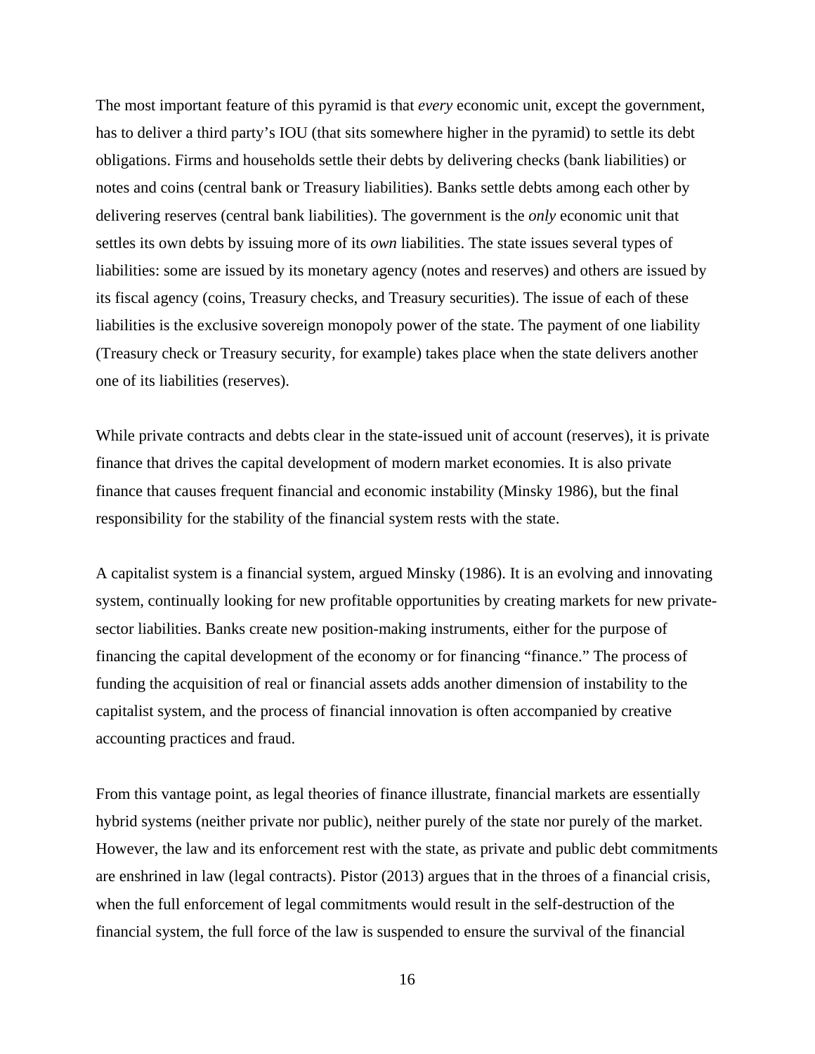The most important feature of this pyramid is that *every* economic unit, except the government, has to deliver a third party's IOU (that sits somewhere higher in the pyramid) to settle its debt obligations. Firms and households settle their debts by delivering checks (bank liabilities) or notes and coins (central bank or Treasury liabilities). Banks settle debts among each other by delivering reserves (central bank liabilities). The government is the *only* economic unit that settles its own debts by issuing more of its *own* liabilities. The state issues several types of liabilities: some are issued by its monetary agency (notes and reserves) and others are issued by its fiscal agency (coins, Treasury checks, and Treasury securities). The issue of each of these liabilities is the exclusive sovereign monopoly power of the state. The payment of one liability (Treasury check or Treasury security, for example) takes place when the state delivers another one of its liabilities (reserves).

While private contracts and debts clear in the state-issued unit of account (reserves), it is private finance that drives the capital development of modern market economies. It is also private finance that causes frequent financial and economic instability (Minsky 1986), but the final responsibility for the stability of the financial system rests with the state.

A capitalist system is a financial system, argued Minsky (1986). It is an evolving and innovating system, continually looking for new profitable opportunities by creating markets for new private-sector liabilities. Banks create new position-making instruments, either for the purpose of financing the capital development of the economy or for financing "finance." The process of funding the acquisition of real or financial assets adds another dimension of instability to the capitalist system, and the process of financial innovation is often accompanied by creative accounting practices and fraud.

From this vantage point, as legal theories of finance illustrate, financial markets are essentially hybrid systems (neither private nor public), neither purely of the state nor purely of the market. However, the law and its enforcement rest with the state, as private and public debt commitments are enshrined in law (legal contracts). Pistor (2013) argues that in the throes of a financial crisis, when the full enforcement of legal commitments would result in the self-destruction of the financial system, the full force of the law is suspended to ensure the survival of the financial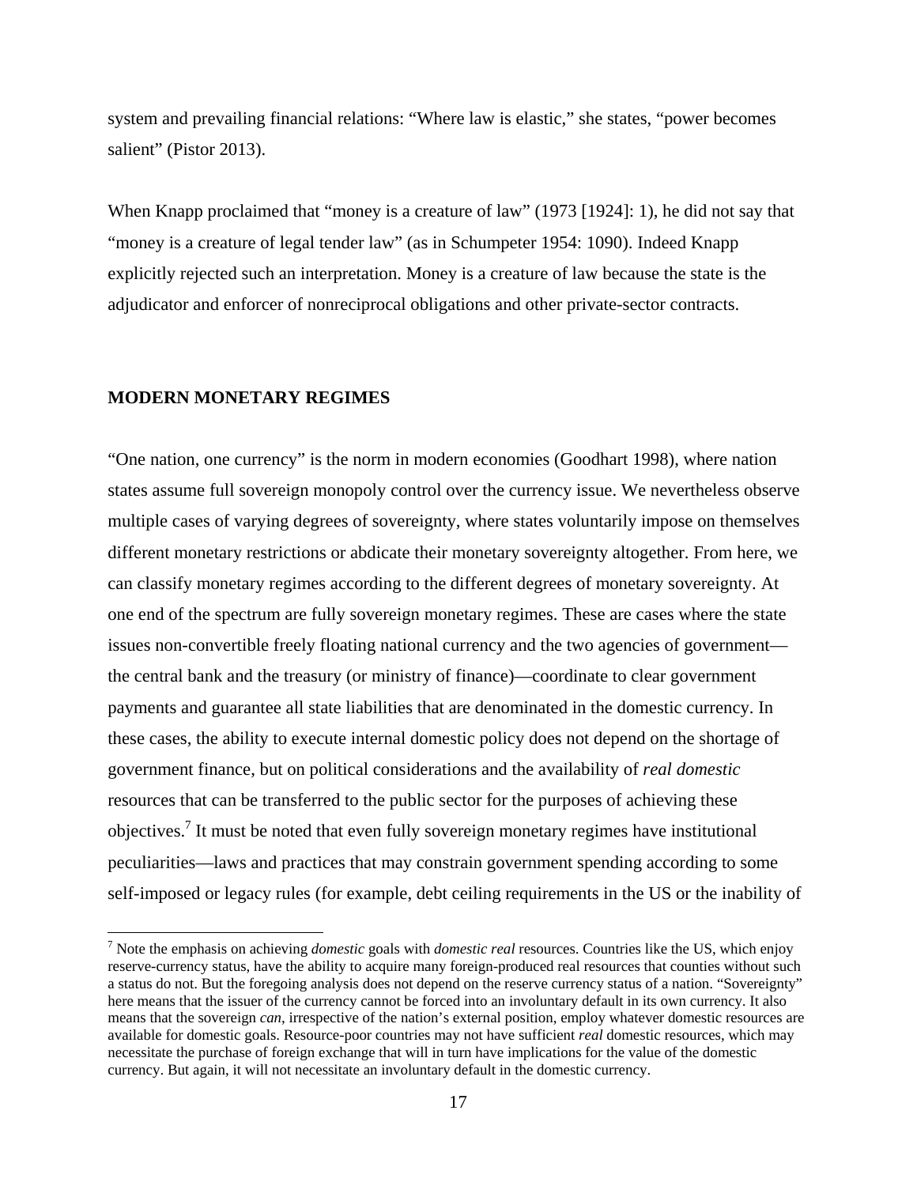system and prevailing financial relations: "Where law is elastic," she states, "power becomes salient" (Pistor 2013).

When Knapp proclaimed that "money is a creature of law" (1973 [1924]: 1), he did not say that "money is a creature of legal tender law" (as in Schumpeter 1954: 1090). Indeed Knapp explicitly rejected such an interpretation. Money is a creature of law because the state is the adjudicator and enforcer of nonreciprocal obligations and other private-sector contracts.

## MODERN MONETARY REGIMES

"One nation, one currency" is the norm in modern economies (Goodhart 1998), where nation states assume full sovereign monopoly control over the currency issue. We nevertheless observe multiple cases of varying degrees of sovereignty, where states voluntarily impose on themselves different monetary restrictions or abdicate their monetary sovereignty altogether. From here, we can classify monetary regimes according to the different degrees of monetary sovereignty. At one end of the spectrum are fully sovereign monetary regimes. These are cases where the state issues non-convertible freely floating national currency and the two agencies of government—the central bank and the treasury (or ministry of finance)—coordinate to clear government payments and guarantee all state liabilities that are denominated in the domestic currency. In these cases, the ability to execute internal domestic policy does not depend on the shortage of government finance, but on political considerations and the availability of *real domestic* resources that can be transferred to the public sector for the purposes of achieving these objectives.[7] It must be noted that even fully sovereign monetary regimes have institutional peculiarities—laws and practices that may constrain government spending according to some self-imposed or legacy rules (for example, debt ceiling requirements in the US or the inability of

[7] Note the emphasis on achieving *domestic* goals with *domestic real* resources. Countries like the US, which enjoy reserve-currency status, have the ability to acquire many foreign-produced real resources that counties without such a status do not. But the foregoing analysis does not depend on the reserve currency status of a nation. "Sovereignty" here means that the issuer of the currency cannot be forced into an involuntary default in its own currency. It also means that the sovereign *can*, irrespective of the nation's external position, employ whatever domestic resources are available for domestic goals. Resource-poor countries may not have sufficient *real* domestic resources, which may necessitate the purchase of foreign exchange that will in turn have implications for the value of the domestic currency. But again, it will not necessitate an involuntary default in the domestic currency.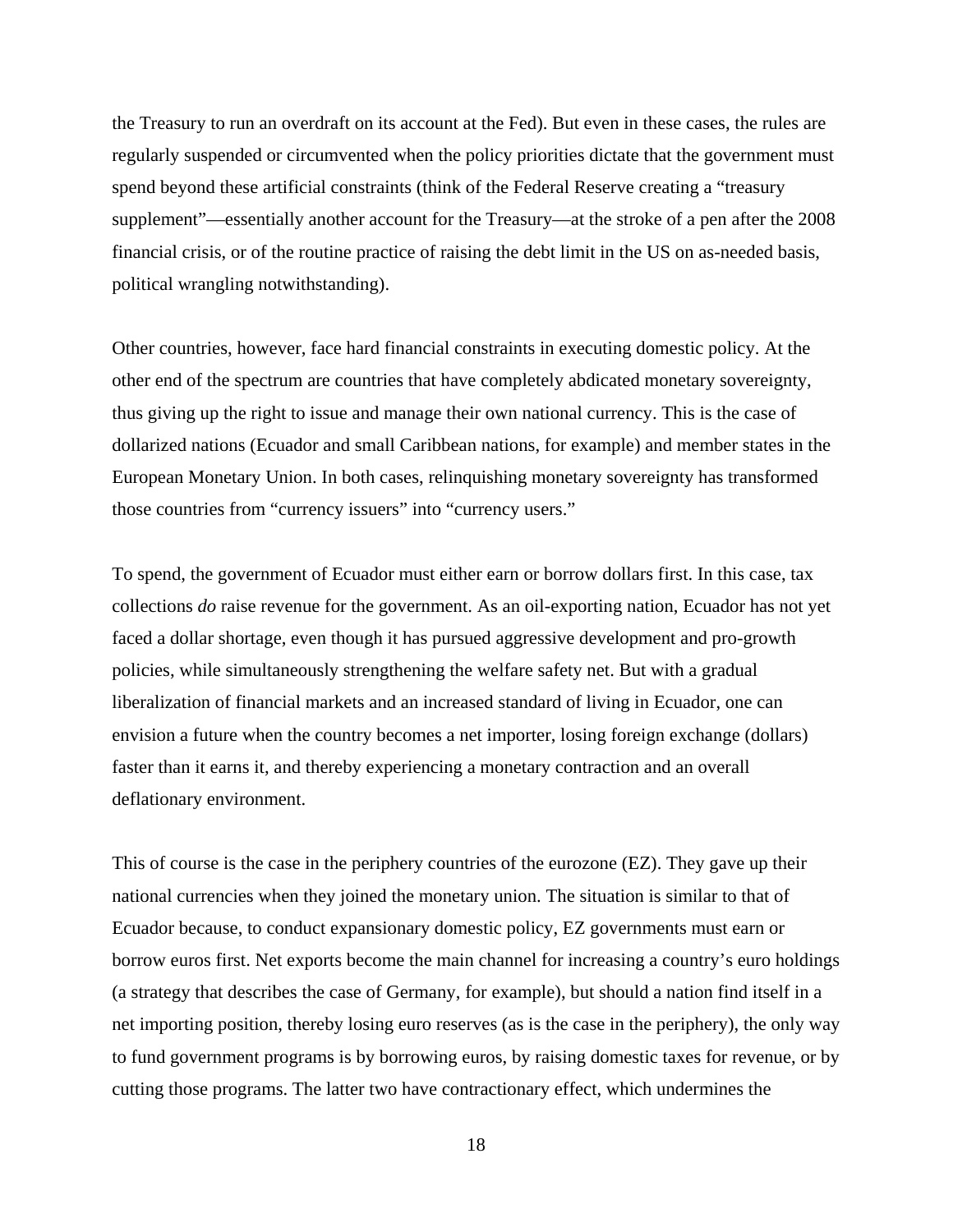the Treasury to run an overdraft on its account at the Fed). But even in these cases, the rules are regularly suspended or circumvented when the policy priorities dictate that the government must spend beyond these artificial constraints (think of the Federal Reserve creating a "treasury supplement"—essentially another account for the Treasury—at the stroke of a pen after the 2008 financial crisis, or of the routine practice of raising the debt limit in the US on as-needed basis, political wrangling notwithstanding).

Other countries, however, face hard financial constraints in executing domestic policy. At the other end of the spectrum are countries that have completely abdicated monetary sovereignty, thus giving up the right to issue and manage their own national currency. This is the case of dollarized nations (Ecuador and small Caribbean nations, for example) and member states in the European Monetary Union. In both cases, relinquishing monetary sovereignty has transformed those countries from "currency issuers" into "currency users."

To spend, the government of Ecuador must either earn or borrow dollars first. In this case, tax collections *do* raise revenue for the government. As an oil-exporting nation, Ecuador has not yet faced a dollar shortage, even though it has pursued aggressive development and pro-growth policies, while simultaneously strengthening the welfare safety net. But with a gradual liberalization of financial markets and an increased standard of living in Ecuador, one can envision a future when the country becomes a net importer, losing foreign exchange (dollars) faster than it earns it, and thereby experiencing a monetary contraction and an overall deflationary environment.

This of course is the case in the periphery countries of the eurozone (EZ). They gave up their national currencies when they joined the monetary union. The situation is similar to that of Ecuador because, to conduct expansionary domestic policy, EZ governments must earn or borrow euros first. Net exports become the main channel for increasing a country's euro holdings (a strategy that describes the case of Germany, for example), but should a nation find itself in a net importing position, thereby losing euro reserves (as is the case in the periphery), the only way to fund government programs is by borrowing euros, by raising domestic taxes for revenue, or by cutting those programs. The latter two have contractionary effect, which undermines the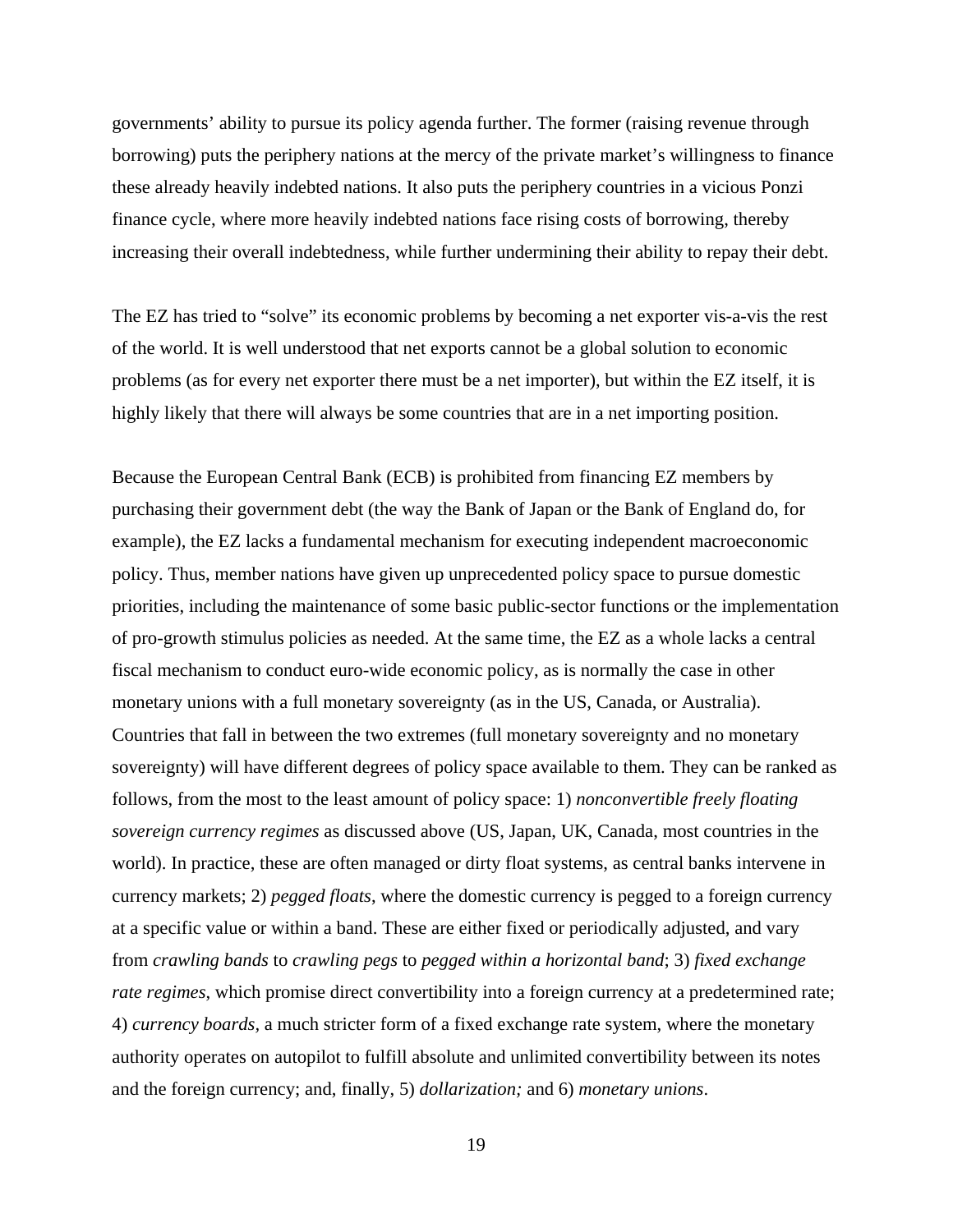governments' ability to pursue its policy agenda further. The former (raising revenue through borrowing) puts the periphery nations at the mercy of the private market's willingness to finance these already heavily indebted nations. It also puts the periphery countries in a vicious Ponzi finance cycle, where more heavily indebted nations face rising costs of borrowing, thereby increasing their overall indebtedness, while further undermining their ability to repay their debt.

The EZ has tried to "solve" its economic problems by becoming a net exporter vis-a-vis the rest of the world. It is well understood that net exports cannot be a global solution to economic problems (as for every net exporter there must be a net importer), but within the EZ itself, it is highly likely that there will always be some countries that are in a net importing position.

Because the European Central Bank (ECB) is prohibited from financing EZ members by purchasing their government debt (the way the Bank of Japan or the Bank of England do, for example), the EZ lacks a fundamental mechanism for executing independent macroeconomic policy. Thus, member nations have given up unprecedented policy space to pursue domestic priorities, including the maintenance of some basic public-sector functions or the implementation of pro-growth stimulus policies as needed. At the same time, the EZ as a whole lacks a central fiscal mechanism to conduct euro-wide economic policy, as is normally the case in other monetary unions with a full monetary sovereignty (as in the US, Canada, or Australia). Countries that fall in between the two extremes (full monetary sovereignty and no monetary sovereignty) will have different degrees of policy space available to them. They can be ranked as follows, from the most to the least amount of policy space: 1) *nonconvertible freely floating sovereign currency regimes* as discussed above (US, Japan, UK, Canada, most countries in the world). In practice, these are often managed or dirty float systems, as central banks intervene in currency markets; 2) *pegged floats*, where the domestic currency is pegged to a foreign currency at a specific value or within a band. These are either fixed or periodically adjusted, and vary from *crawling bands* to *crawling pegs* to *pegged within a horizontal band*; 3) *fixed exchange rate regimes*, which promise direct convertibility into a foreign currency at a predetermined rate; 4) *currency boards*, a much stricter form of a fixed exchange rate system, where the monetary authority operates on autopilot to fulfill absolute and unlimited convertibility between its notes and the foreign currency; and, finally, 5) *dollarization;* and 6) *monetary unions*.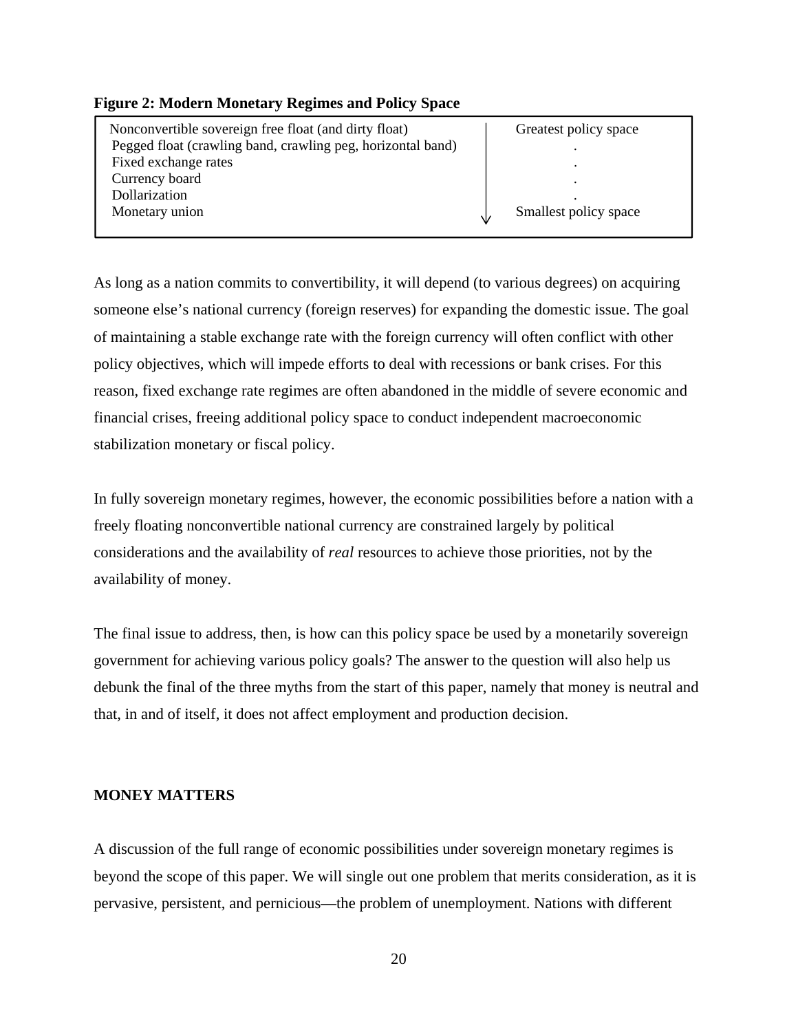**Figure 2: Modern Monetary Regimes and Policy Space**

| Regime | Policy space |
|---|---|
| Nonconvertible sovereign free float (and dirty float) | Greatest policy space |
| Pegged float (crawling band, crawling peg, horizontal band) | . |
| Fixed exchange rates | . |
| Currency board | . |
| Dollarization | . |
| Monetary union | Smallest policy space |

As long as a nation commits to convertibility, it will depend (to various degrees) on acquiring someone else's national currency (foreign reserves) for expanding the domestic issue. The goal of maintaining a stable exchange rate with the foreign currency will often conflict with other policy objectives, which will impede efforts to deal with recessions or bank crises. For this reason, fixed exchange rate regimes are often abandoned in the middle of severe economic and financial crises, freeing additional policy space to conduct independent macroeconomic stabilization monetary or fiscal policy.

In fully sovereign monetary regimes, however, the economic possibilities before a nation with a freely floating nonconvertible national currency are constrained largely by political considerations and the availability of *real* resources to achieve those priorities, not by the availability of money.

The final issue to address, then, is how can this policy space be used by a monetarily sovereign government for achieving various policy goals? The answer to the question will also help us debunk the final of the three myths from the start of this paper, namely that money is neutral and that, in and of itself, it does not affect employment and production decision.

## MONEY MATTERS

A discussion of the full range of economic possibilities under sovereign monetary regimes is beyond the scope of this paper. We will single out one problem that merits consideration, as it is pervasive, persistent, and pernicious—the problem of unemployment. Nations with different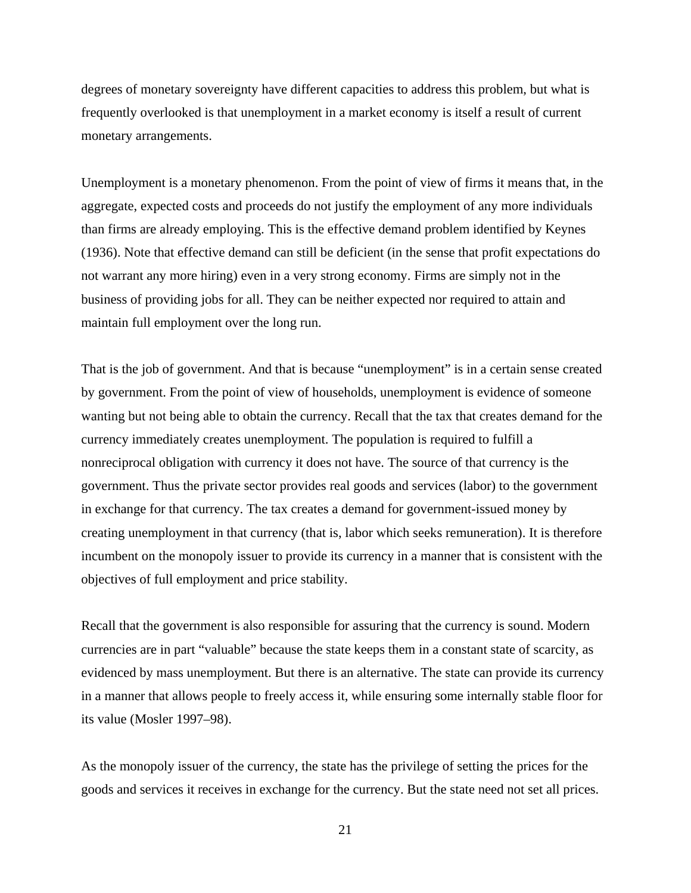degrees of monetary sovereignty have different capacities to address this problem, but what is frequently overlooked is that unemployment in a market economy is itself a result of current monetary arrangements.

Unemployment is a monetary phenomenon. From the point of view of firms it means that, in the aggregate, expected costs and proceeds do not justify the employment of any more individuals than firms are already employing. This is the effective demand problem identified by Keynes (1936). Note that effective demand can still be deficient (in the sense that profit expectations do not warrant any more hiring) even in a very strong economy. Firms are simply not in the business of providing jobs for all. They can be neither expected nor required to attain and maintain full employment over the long run.

That is the job of government. And that is because "unemployment" is in a certain sense created by government. From the point of view of households, unemployment is evidence of someone wanting but not being able to obtain the currency. Recall that the tax that creates demand for the currency immediately creates unemployment. The population is required to fulfill a nonreciprocal obligation with currency it does not have. The source of that currency is the government. Thus the private sector provides real goods and services (labor) to the government in exchange for that currency. The tax creates a demand for government-issued money by creating unemployment in that currency (that is, labor which seeks remuneration). It is therefore incumbent on the monopoly issuer to provide its currency in a manner that is consistent with the objectives of full employment and price stability.

Recall that the government is also responsible for assuring that the currency is sound. Modern currencies are in part "valuable" because the state keeps them in a constant state of scarcity, as evidenced by mass unemployment. But there is an alternative. The state can provide its currency in a manner that allows people to freely access it, while ensuring some internally stable floor for its value (Mosler 1997–98).

As the monopoly issuer of the currency, the state has the privilege of setting the prices for the goods and services it receives in exchange for the currency. But the state need not set all prices.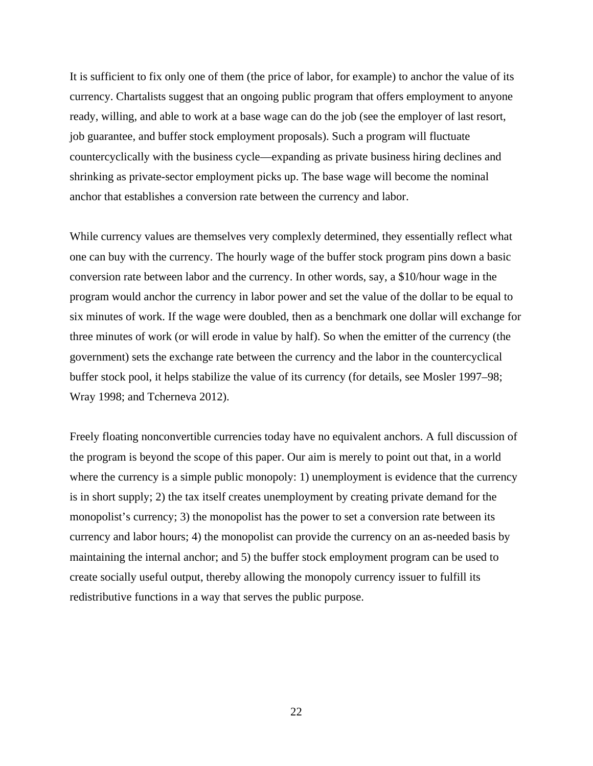It is sufficient to fix only one of them (the price of labor, for example) to anchor the value of its currency. Chartalists suggest that an ongoing public program that offers employment to anyone ready, willing, and able to work at a base wage can do the job (see the employer of last resort, job guarantee, and buffer stock employment proposals). Such a program will fluctuate countercyclically with the business cycle—expanding as private business hiring declines and shrinking as private-sector employment picks up. The base wage will become the nominal anchor that establishes a conversion rate between the currency and labor.

While currency values are themselves very complexly determined, they essentially reflect what one can buy with the currency. The hourly wage of the buffer stock program pins down a basic conversion rate between labor and the currency. In other words, say, a $10/hour wage in the program would anchor the currency in labor power and set the value of the dollar to be equal to six minutes of work. If the wage were doubled, then as a benchmark one dollar will exchange for three minutes of work (or will erode in value by half). So when the emitter of the currency (the government) sets the exchange rate between the currency and the labor in the countercyclical buffer stock pool, it helps stabilize the value of its currency (for details, see Mosler 1997–98; Wray 1998; and Tcherneva 2012).

Freely floating nonconvertible currencies today have no equivalent anchors. A full discussion of the program is beyond the scope of this paper. Our aim is merely to point out that, in a world where the currency is a simple public monopoly: 1) unemployment is evidence that the currency is in short supply; 2) the tax itself creates unemployment by creating private demand for the monopolist's currency; 3) the monopolist has the power to set a conversion rate between its currency and labor hours; 4) the monopolist can provide the currency on an as-needed basis by maintaining the internal anchor; and 5) the buffer stock employment program can be used to create socially useful output, thereby allowing the monopoly currency issuer to fulfill its redistributive functions in a way that serves the public purpose.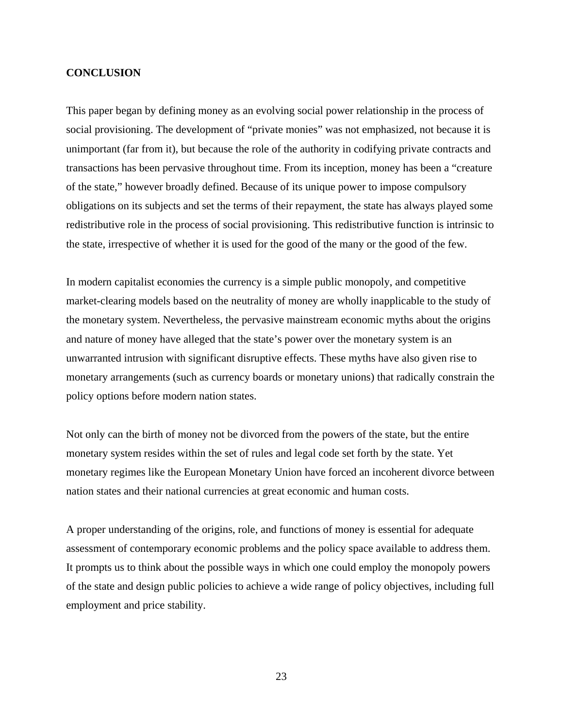## CONCLUSION

This paper began by defining money as an evolving social power relationship in the process of social provisioning. The development of "private monies" was not emphasized, not because it is unimportant (far from it), but because the role of the authority in codifying private contracts and transactions has been pervasive throughout time. From its inception, money has been a "creature of the state," however broadly defined. Because of its unique power to impose compulsory obligations on its subjects and set the terms of their repayment, the state has always played some redistributive role in the process of social provisioning. This redistributive function is intrinsic to the state, irrespective of whether it is used for the good of the many or the good of the few.

In modern capitalist economies the currency is a simple public monopoly, and competitive market-clearing models based on the neutrality of money are wholly inapplicable to the study of the monetary system. Nevertheless, the pervasive mainstream economic myths about the origins and nature of money have alleged that the state's power over the monetary system is an unwarranted intrusion with significant disruptive effects. These myths have also given rise to monetary arrangements (such as currency boards or monetary unions) that radically constrain the policy options before modern nation states.

Not only can the birth of money not be divorced from the powers of the state, but the entire monetary system resides within the set of rules and legal code set forth by the state. Yet monetary regimes like the European Monetary Union have forced an incoherent divorce between nation states and their national currencies at great economic and human costs.

A proper understanding of the origins, role, and functions of money is essential for adequate assessment of contemporary economic problems and the policy space available to address them. It prompts us to think about the possible ways in which one could employ the monopoly powers of the state and design public policies to achieve a wide range of policy objectives, including full employment and price stability.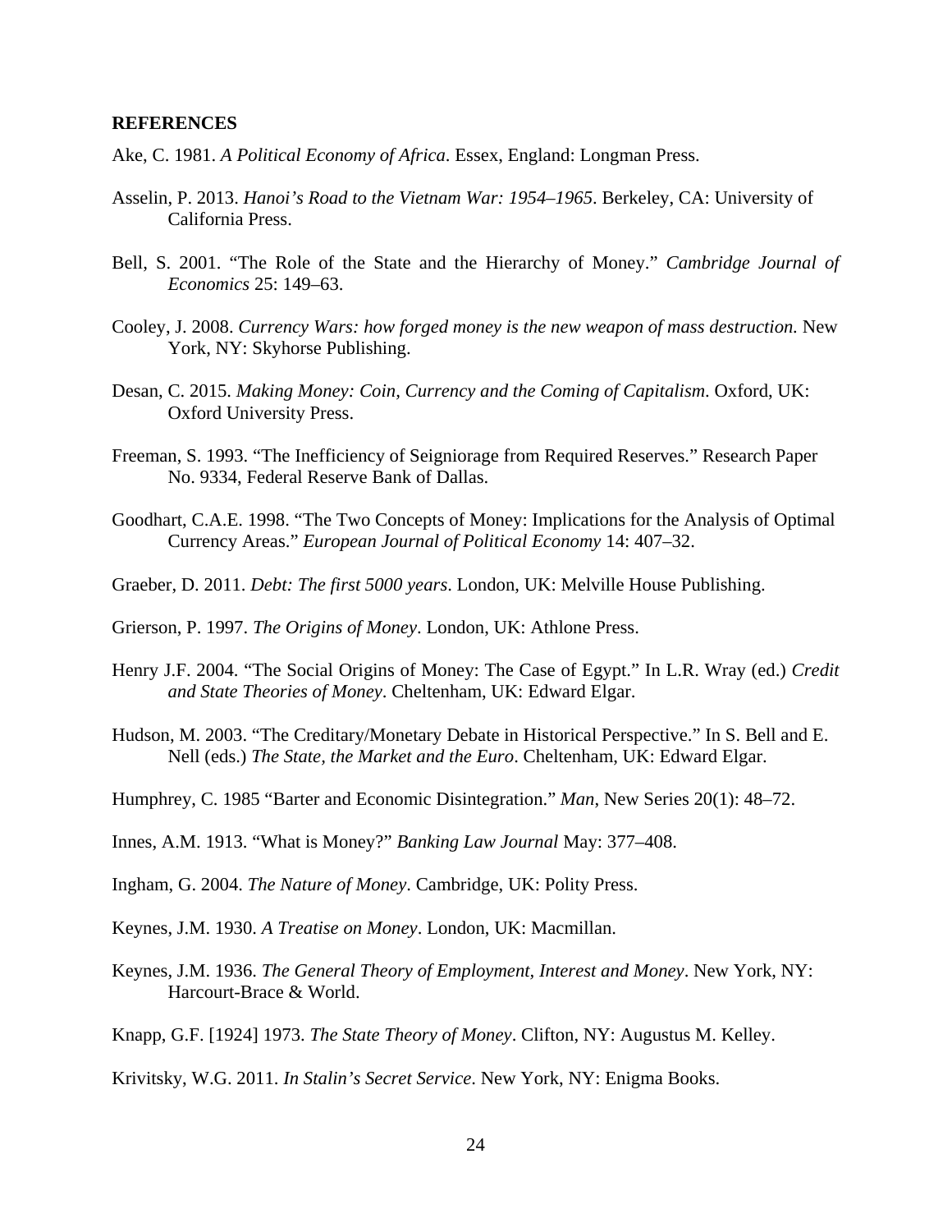**REFERENCES**

Ake, C. 1981. *A Political Economy of Africa*. Essex, England: Longman Press.

Asselin, P. 2013. *Hanoi's Road to the Vietnam War: 1954–1965*. Berkeley, CA: University of California Press.

Bell, S. 2001. "The Role of the State and the Hierarchy of Money." *Cambridge Journal of Economics* 25: 149–63.

Cooley, J. 2008. *Currency Wars: how forged money is the new weapon of mass destruction.* New York, NY: Skyhorse Publishing.

Desan, C. 2015. *Making Money: Coin, Currency and the Coming of Capitalism*. Oxford, UK: Oxford University Press.

Freeman, S. 1993. "The Inefficiency of Seigniorage from Required Reserves." Research Paper No. 9334, Federal Reserve Bank of Dallas.

Goodhart, C.A.E. 1998. "The Two Concepts of Money: Implications for the Analysis of Optimal Currency Areas." *European Journal of Political Economy* 14: 407–32.

Graeber, D. 2011. *Debt: The first 5000 years*. London, UK: Melville House Publishing.

Grierson, P. 1997. *The Origins of Money*. London, UK: Athlone Press.

Henry J.F. 2004. "The Social Origins of Money: The Case of Egypt." In L.R. Wray (ed.) *Credit and State Theories of Money*. Cheltenham, UK: Edward Elgar.

Hudson, M. 2003. "The Creditary/Monetary Debate in Historical Perspective." In S. Bell and E. Nell (eds.) *The State, the Market and the Euro*. Cheltenham, UK: Edward Elgar.

Humphrey, C. 1985 "Barter and Economic Disintegration." *Man*, New Series 20(1): 48–72.

Innes, A.M. 1913. "What is Money?" *Banking Law Journal* May: 377–408.

Ingham, G. 2004. *The Nature of Money*. Cambridge, UK: Polity Press.

Keynes, J.M. 1930. *A Treatise on Money*. London, UK: Macmillan.

Keynes, J.M. 1936. *The General Theory of Employment, Interest and Money*. New York, NY: Harcourt-Brace & World.

Knapp, G.F. [1924] 1973. *The State Theory of Money*. Clifton, NY: Augustus M. Kelley.

Krivitsky, W.G. 2011. *In Stalin's Secret Service*. New York, NY: Enigma Books.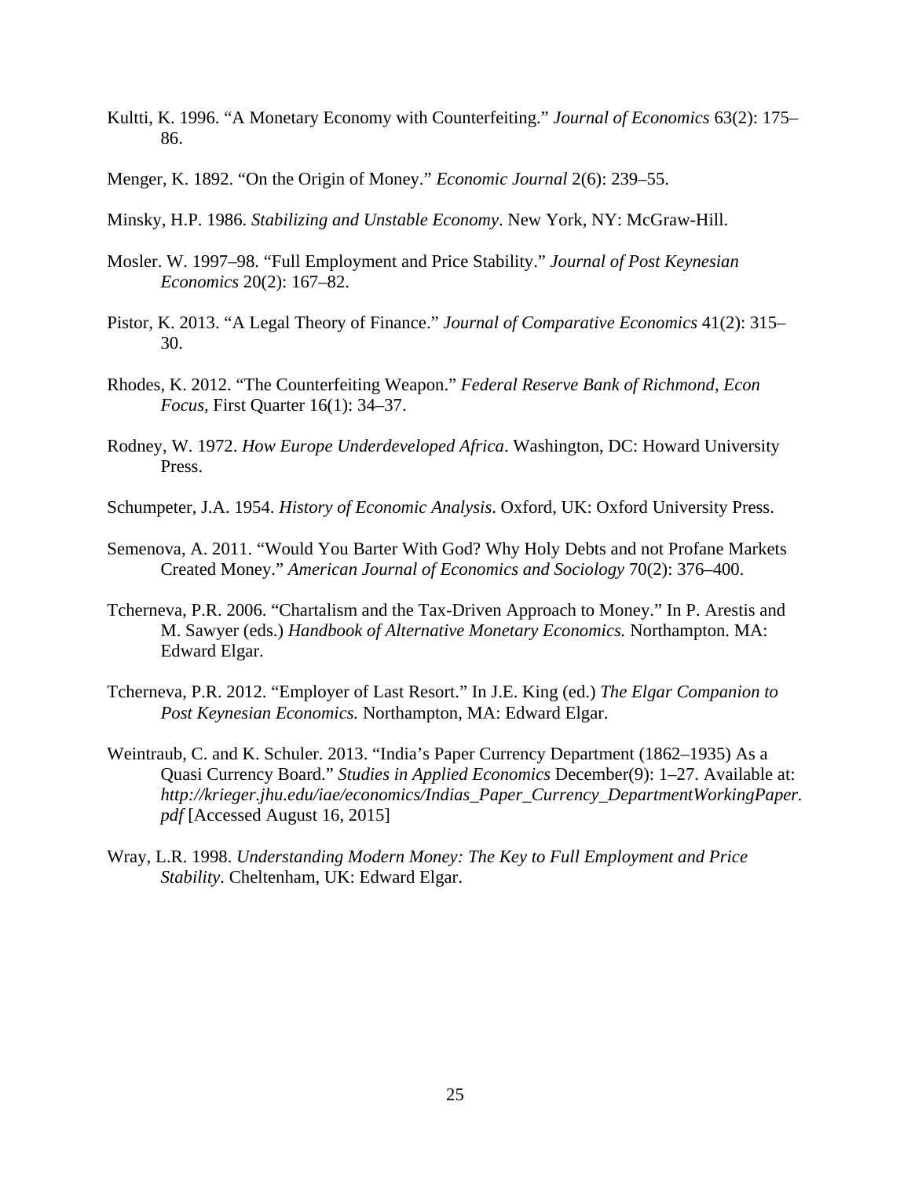Kultti, K. 1996. "A Monetary Economy with Counterfeiting." *Journal of Economics* 63(2): 175–86.

Menger, K. 1892. "On the Origin of Money." *Economic Journal* 2(6): 239–55.

Minsky, H.P. 1986. *Stabilizing and Unstable Economy*. New York, NY: McGraw-Hill.

Mosler. W. 1997–98. "Full Employment and Price Stability." *Journal of Post Keynesian Economics* 20(2): 167–82.

Pistor, K. 2013. "A Legal Theory of Finance." *Journal of Comparative Economics* 41(2): 315–30.

Rhodes, K. 2012. "The Counterfeiting Weapon." *Federal Reserve Bank of Richmond, Econ Focus,* First Quarter 16(1): 34–37.

Rodney, W. 1972. *How Europe Underdeveloped Africa*. Washington, DC: Howard University Press.

Schumpeter, J.A. 1954. *History of Economic Analysis*. Oxford, UK: Oxford University Press.

Semenova, A. 2011. "Would You Barter With God? Why Holy Debts and not Profane Markets Created Money." *American Journal of Economics and Sociology* 70(2): 376–400.

Tcherneva, P.R. 2006. "Chartalism and the Tax-Driven Approach to Money." In P. Arestis and M. Sawyer (eds.) *Handbook of Alternative Monetary Economics.* Northampton. MA: Edward Elgar.

Tcherneva, P.R. 2012. "Employer of Last Resort." In J.E. King (ed.) *The Elgar Companion to Post Keynesian Economics.* Northampton, MA: Edward Elgar.

Weintraub, C. and K. Schuler. 2013. "India's Paper Currency Department (1862–1935) As a Quasi Currency Board." *Studies in Applied Economics* December(9): 1–27. Available at: *http://krieger.jhu.edu/iae/economics/Indias_Paper_Currency_DepartmentWorkingPaper.pdf* [Accessed August 16, 2015]

Wray, L.R. 1998. *Understanding Modern Money: The Key to Full Employment and Price Stability*. Cheltenham, UK: Edward Elgar.